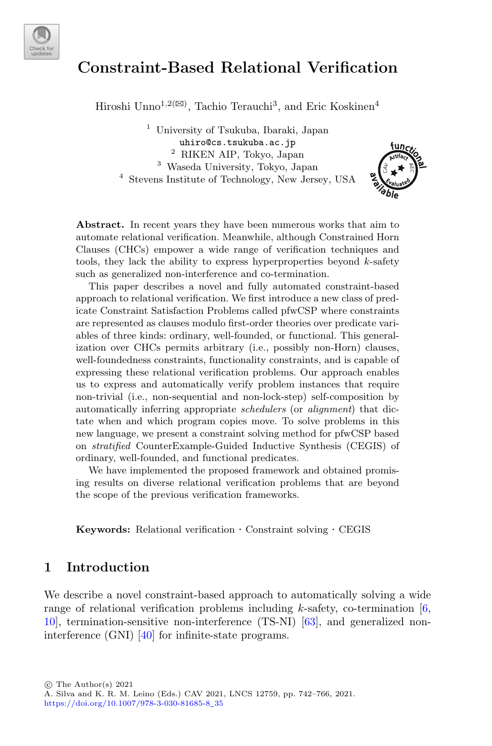# Constraint-Based Relational Verification

Hiroshi Unno[1,2(✉)], Tachio Terauchi[3], and Eric Koskinen[4]

[1] University of Tsukuba, Ibaraki, Japan
uhiro@cs.tsukuba.ac.jp
[2] RIKEN AIP, Tokyo, Japan
[3] Waseda University, Tokyo, Japan
[4] Stevens Institute of Technology, New Jersey, USA

**Abstract.** In recent years they have been numerous works that aim to automate relational verification. Meanwhile, although Constrained Horn Clauses (CHCs) empower a wide range of verification techniques and tools, they lack the ability to express hyperproperties beyond $k$-safety such as generalized non-interference and co-termination.

This paper describes a novel and fully automated constraint-based approach to relational verification. We first introduce a new class of predicate Constraint Satisfaction Problems called pfwCSP where constraints are represented as clauses modulo first-order theories over predicate variables of three kinds: ordinary, well-founded, or functional. This generalization over CHCs permits arbitrary (i.e., possibly non-Horn) clauses, well-foundedness constraints, functionality constraints, and is capable of expressing these relational verification problems. Our approach enables us to express and automatically verify problem instances that require non-trivial (i.e., non-sequential and non-lock-step) self-composition by automatically inferring appropriate *schedulers* (or *alignment*) that dictate when and which program copies move. To solve problems in this new language, we present a constraint solving method for pfwCSP based on *stratified* CounterExample-Guided Inductive Synthesis (CEGIS) of ordinary, well-founded, and functional predicates.

We have implemented the proposed framework and obtained promising results on diverse relational verification problems that are beyond the scope of the previous verification frameworks.

**Keywords:** Relational verification · Constraint solving · CEGIS

## 1 Introduction

We describe a novel constraint-based approach to automatically solving a wide range of relational verification problems including $k$-safety, co-termination [6, 10], termination-sensitive non-interference (TS-NI) [63], and generalized non-interference (GNI) [40] for infinite-state programs.

© The Author(s) 2021
A. Silva and K. R. M. Leino (Eds.) CAV 2021, LNCS 12759, pp. 742–766, 2021.
https://doi.org/10.1007/978-3-030-81685-8_35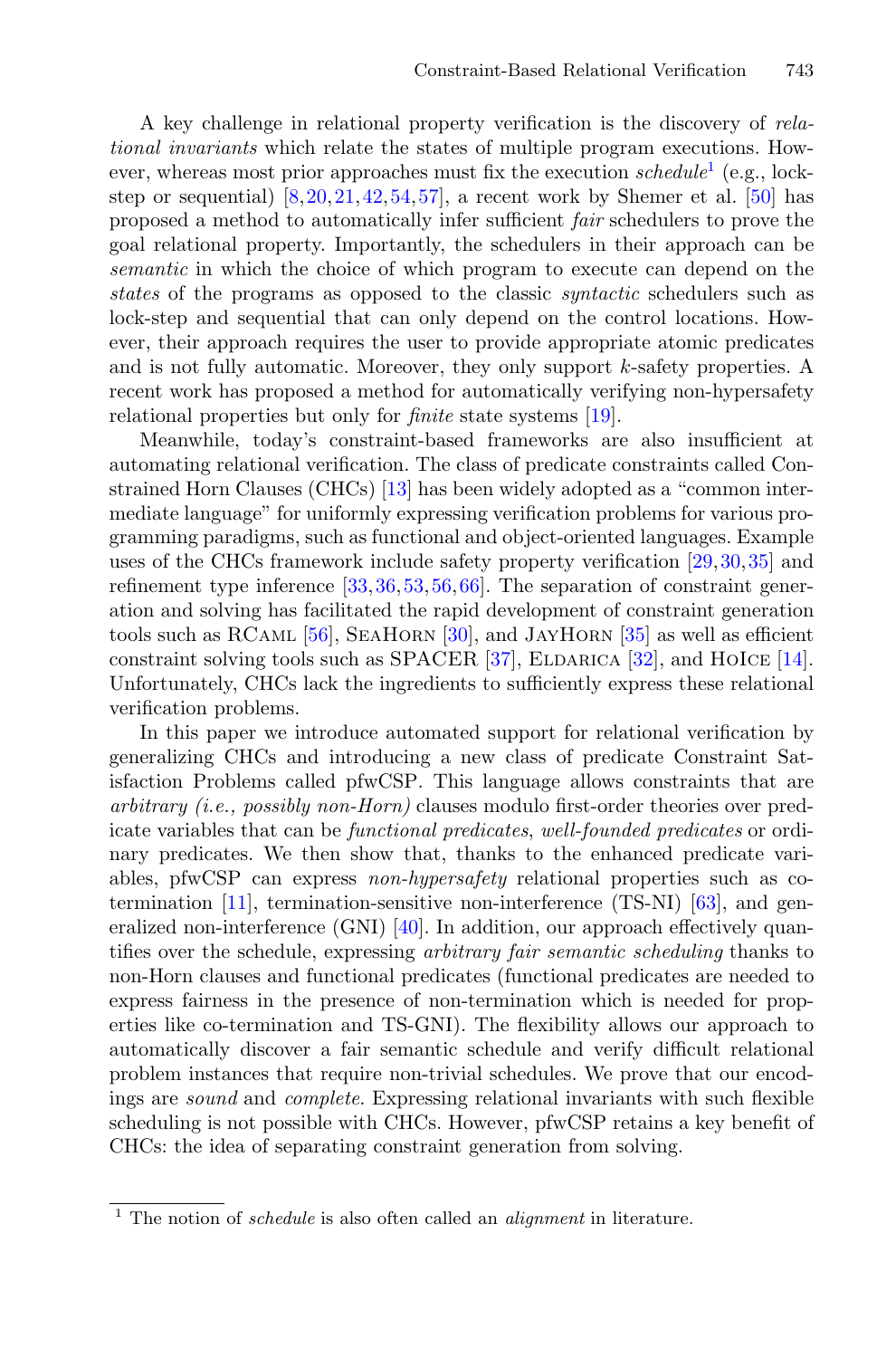A key challenge in relational property verification is the discovery of *relational invariants* which relate the states of multiple program executions. However, whereas most prior approaches must fix the execution *schedule*[1] (e.g., lock-step or sequential) [8,20,21,42,54,57], a recent work by Shemer et al. [50] has proposed a method to automatically infer sufficient *fair* schedulers to prove the goal relational property. Importantly, the schedulers in their approach can be *semantic* in which the choice of which program to execute can depend on the *states* of the programs as opposed to the classic *syntactic* schedulers such as lock-step and sequential that can only depend on the control locations. However, their approach requires the user to provide appropriate atomic predicates and is not fully automatic. Moreover, they only support $k$-safety properties. A recent work has proposed a method for automatically verifying non-hypersafety relational properties but only for *finite* state systems [19].

Meanwhile, today's constraint-based frameworks are also insufficient at automating relational verification. The class of predicate constraints called Constrained Horn Clauses (CHCs) [13] has been widely adopted as a "common intermediate language" for uniformly expressing verification problems for various programming paradigms, such as functional and object-oriented languages. Example uses of the CHCs framework include safety property verification [29,30,35] and refinement type inference [33,36,53,56,66]. The separation of constraint generation and solving has facilitated the rapid development of constraint generation tools such as RCaml [56], SeaHorn [30], and JayHorn [35] as well as efficient constraint solving tools such as SPACER [37], Eldarica [32], and HoIce [14]. Unfortunately, CHCs lack the ingredients to sufficiently express these relational verification problems.

In this paper we introduce automated support for relational verification by generalizing CHCs and introducing a new class of predicate Constraint Satisfaction Problems called pfwCSP. This language allows constraints that are *arbitrary (i.e., possibly non-Horn)* clauses modulo first-order theories over predicate variables that can be *functional predicates*, *well-founded predicates* or ordinary predicates. We then show that, thanks to the enhanced predicate variables, pfwCSP can express *non-hypersafety* relational properties such as co-termination [11], termination-sensitive non-interference (TS-NI) [63], and generalized non-interference (GNI) [40]. In addition, our approach effectively quantifies over the schedule, expressing *arbitrary fair semantic scheduling* thanks to non-Horn clauses and functional predicates (functional predicates are needed to express fairness in the presence of non-termination which is needed for properties like co-termination and TS-GNI). The flexibility allows our approach to automatically discover a fair semantic schedule and verify difficult relational problem instances that require non-trivial schedules. We prove that our encodings are *sound* and *complete*. Expressing relational invariants with such flexible scheduling is not possible with CHCs. However, pfwCSP retains a key benefit of CHCs: the idea of separating constraint generation from solving.

---

[1] The notion of *schedule* is also often called an *alignment* in literature.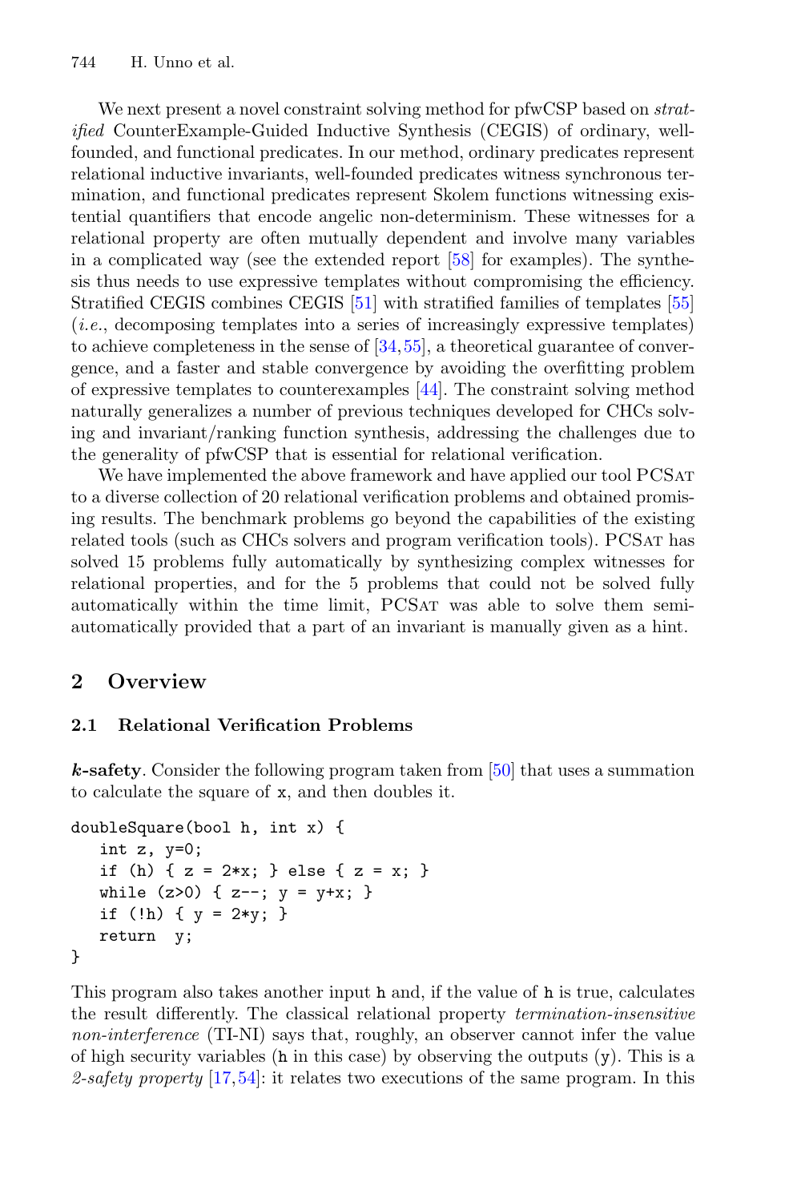We next present a novel constraint solving method for pfwCSP based on *stratified* CounterExample-Guided Inductive Synthesis (CEGIS) of ordinary, well-founded, and functional predicates. In our method, ordinary predicates represent relational inductive invariants, well-founded predicates witness synchronous termination, and functional predicates represent Skolem functions witnessing existential quantifiers that encode angelic non-determinism. These witnesses for a relational property are often mutually dependent and involve many variables in a complicated way (see the extended report [58] for examples). The synthesis thus needs to use expressive templates without compromising the efficiency. Stratified CEGIS combines CEGIS [51] with stratified families of templates [55] (*i.e.*, decomposing templates into a series of increasingly expressive templates) to achieve completeness in the sense of [34,55], a theoretical guarantee of convergence, and a faster and stable convergence by avoiding the overfitting problem of expressive templates to counterexamples [44]. The constraint solving method naturally generalizes a number of previous techniques developed for CHCs solving and invariant/ranking function synthesis, addressing the challenges due to the generality of pfwCSP that is essential for relational verification.

We have implemented the above framework and have applied our tool PCSat to a diverse collection of 20 relational verification problems and obtained promising results. The benchmark problems go beyond the capabilities of the existing related tools (such as CHCs solvers and program verification tools). PCSat has solved 15 problems fully automatically by synthesizing complex witnesses for relational properties, and for the 5 problems that could not be solved fully automatically within the time limit, PCSat was able to solve them semi-automatically provided that a part of an invariant is manually given as a hint.

## 2 Overview

### 2.1 Relational Verification Problems

***k*-safety**. Consider the following program taken from [50] that uses a summation to calculate the square of x, and then doubles it.

```
doubleSquare(bool h, int x) {
   int z, y=0;
   if (h) { z = 2*x; } else { z = x; }
   while (z>0) { z--; y = y+x; }
   if (!h) { y = 2*y; }
   return  y;
}
```

This program also takes another input h and, if the value of h is true, calculates the result differently. The classical relational property *termination-insensitive non-interference* (TI-NI) says that, roughly, an observer cannot infer the value of high security variables (h in this case) by observing the outputs (y). This is a *2-safety property* [17,54]: it relates two executions of the same program. In this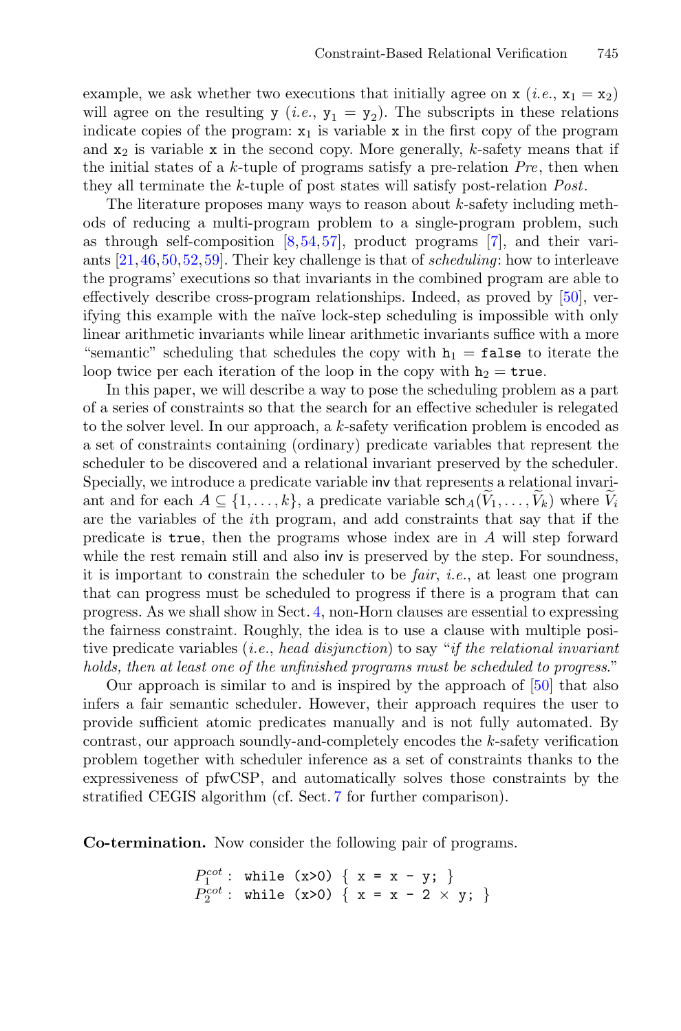example, we ask whether two executions that initially agree on x (*i.e.*, $x_1 = x_2$) will agree on the resulting y (*i.e.*, $y_1 = y_2$). The subscripts in these relations indicate copies of the program: $x_1$ is variable x in the first copy of the program and $x_2$ is variable x in the second copy. More generally, $k$-safety means that if the initial states of a $k$-tuple of programs satisfy a pre-relation *Pre*, then when they all terminate the $k$-tuple of post states will satisfy post-relation *Post*.

The literature proposes many ways to reason about $k$-safety including methods of reducing a multi-program problem to a single-program problem, such as through self-composition [8,54,57], product programs [7], and their variants [21,46,50,52,59]. Their key challenge is that of *scheduling*: how to interleave the programs' executions so that invariants in the combined program are able to effectively describe cross-program relationships. Indeed, as proved by [50], verifying this example with the naïve lock-step scheduling is impossible with only linear arithmetic invariants while linear arithmetic invariants suffice with a more "semantic" scheduling that schedules the copy with $h_1 =$ `false` to iterate the loop twice per each iteration of the loop in the copy with $h_2 =$ `true`.

In this paper, we will describe a way to pose the scheduling problem as a part of a series of constraints so that the search for an effective scheduler is relegated to the solver level. In our approach, a $k$-safety verification problem is encoded as a set of constraints containing (ordinary) predicate variables that represent the scheduler to be discovered and a relational invariant preserved by the scheduler. Specially, we introduce a predicate variable $\mathsf{inv}$ that represents a relational invariant and for each $A \subseteq \{1, \ldots, k\}$, a predicate variable $\mathsf{sch}_A(\widetilde{V}_1, \ldots, \widetilde{V}_k)$ where $\widetilde{V}_i$ are the variables of the $i$th program, and add constraints that say that if the predicate is `true`, then the programs whose index are in $A$ will step forward while the rest remain still and also $\mathsf{inv}$ is preserved by the step. For soundness, it is important to constrain the scheduler to be *fair*, *i.e.*, at least one program that can progress must be scheduled to progress if there is a program that can progress. As we shall show in Sect. 4, non-Horn clauses are essential to expressing the fairness constraint. Roughly, the idea is to use a clause with multiple positive predicate variables (*i.e.*, *head disjunction*) to say "*if the relational invariant holds, then at least one of the unfinished programs must be scheduled to progress.*"

Our approach is similar to and is inspired by the approach of [50] that also infers a fair semantic scheduler. However, their approach requires the user to provide sufficient atomic predicates manually and is not fully automated. By contrast, our approach soundly-and-completely encodes the $k$-safety verification problem together with scheduler inference as a set of constraints thanks to the expressiveness of pfwCSP, and automatically solves those constraints by the stratified CEGIS algorithm (cf. Sect. 7 for further comparison).

**Co-termination.** Now consider the following pair of programs.

$P_1^{cot}$ : `while (x>0) { x = x - y; }`
$P_2^{cot}$ : `while (x>0) { x = x - 2 × y; }`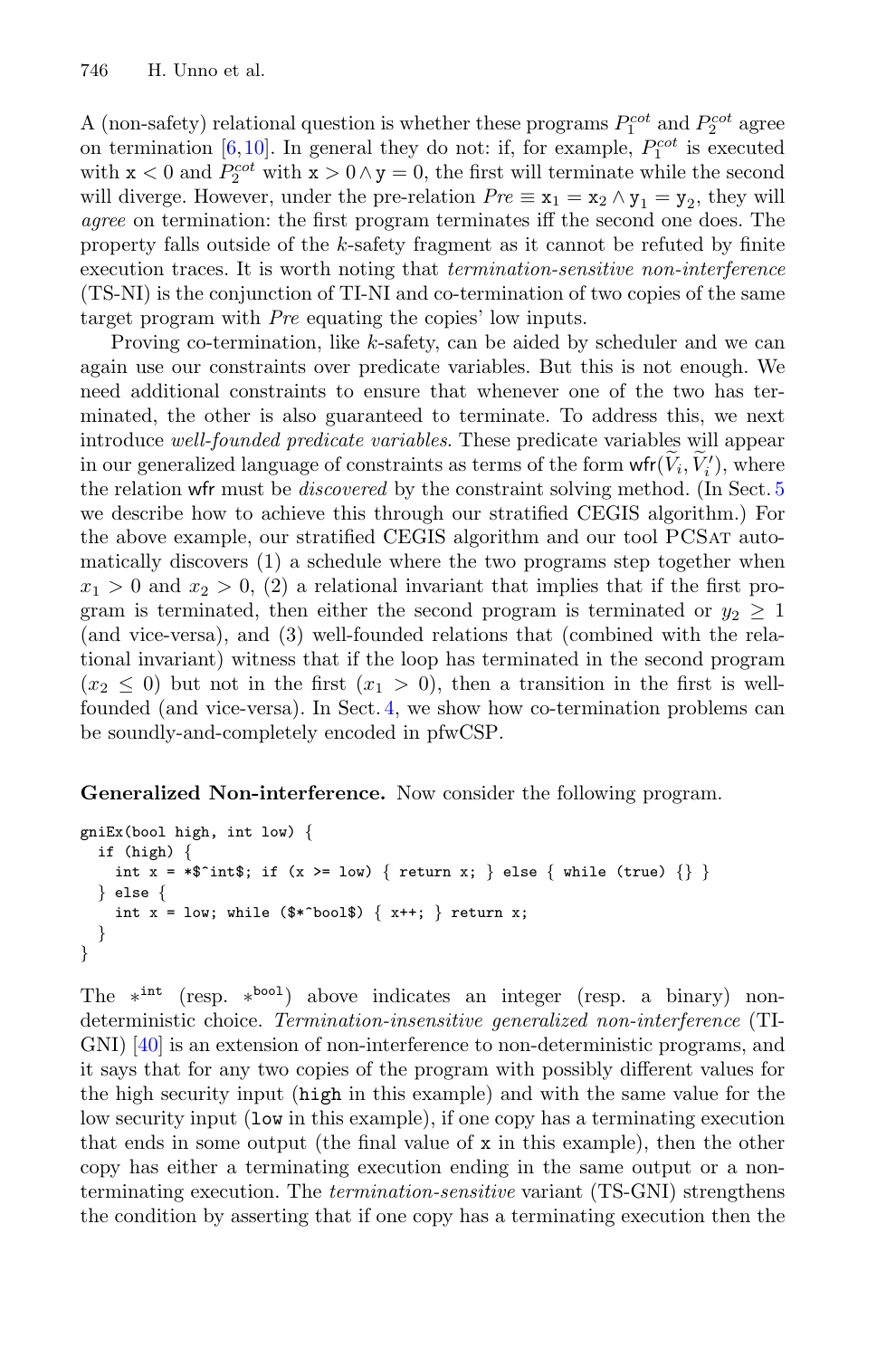A (non-safety) relational question is whether these programs $P_1^{cot}$ and $P_2^{cot}$ agree on termination [6,10]. In general they do not: if, for example, $P_1^{cot}$ is executed with $\mathtt{x} < 0$ and $P_2^{cot}$ with $\mathtt{x} > 0 \wedge \mathtt{y} = 0$, the first will terminate while the second will diverge. However, under the pre-relation $Pre \equiv \mathtt{x}_1 = \mathtt{x}_2 \wedge \mathtt{y}_1 = \mathtt{y}_2$, they will *agree* on termination: the first program terminates iff the second one does. The property falls outside of the $k$-safety fragment as it cannot be refuted by finite execution traces. It is worth noting that *termination-sensitive non-interference* (TS-NI) is the conjunction of TI-NI and co-termination of two copies of the same target program with *Pre* equating the copies' low inputs.

Proving co-termination, like $k$-safety, can be aided by scheduler and we can again use our constraints over predicate variables. But this is not enough. We need additional constraints to ensure that whenever one of the two has terminated, the other is also guaranteed to terminate. To address this, we next introduce *well-founded predicate variables*. These predicate variables will appear in our generalized language of constraints as terms of the form $\mathsf{wfr}(\widetilde{V_i}, \widetilde{V_i'})$, where the relation $\mathsf{wfr}$ must be *discovered* by the constraint solving method. (In Sect. 5 we describe how to achieve this through our stratified CEGIS algorithm.) For the above example, our stratified CEGIS algorithm and our tool PCSat automatically discovers (1) a schedule where the two programs step together when $x_1 > 0$ and $x_2 > 0$, (2) a relational invariant that implies that if the first program is terminated, then either the second program is terminated or $y_2 \geq 1$ (and vice-versa), and (3) well-founded relations that (combined with the relational invariant) witness that if the loop has terminated in the second program ($x_2 \leq 0$) but not in the first ($x_1 > 0$), then a transition in the first is well-founded (and vice-versa). In Sect. 4, we show how co-termination problems can be soundly-and-completely encoded in pfwCSP.

**Generalized Non-interference.** Now consider the following program.

```
gniEx(bool high, int low) {
  if (high) {
    int x = *$^int$; if (x >= low) { return x; } else { while (true) {} }
  } else {
    int x = low; while ($*^bool$) { x++; } return x;
  }
}
```

The $*^{\mathtt{int}}$ (resp. $*^{\mathtt{bool}}$) above indicates an integer (resp. a binary) non-deterministic choice. *Termination-insensitive generalized non-interference* (TI-GNI) [40] is an extension of non-interference to non-deterministic programs, and it says that for any two copies of the program with possibly different values for the high security input (`high` in this example) and with the same value for the low security input (`low` in this example), if one copy has a terminating execution that ends in some output (the final value of `x` in this example), then the other copy has either a terminating execution ending in the same output or a non-terminating execution. The *termination-sensitive* variant (TS-GNI) strengthens the condition by asserting that if one copy has a terminating execution then the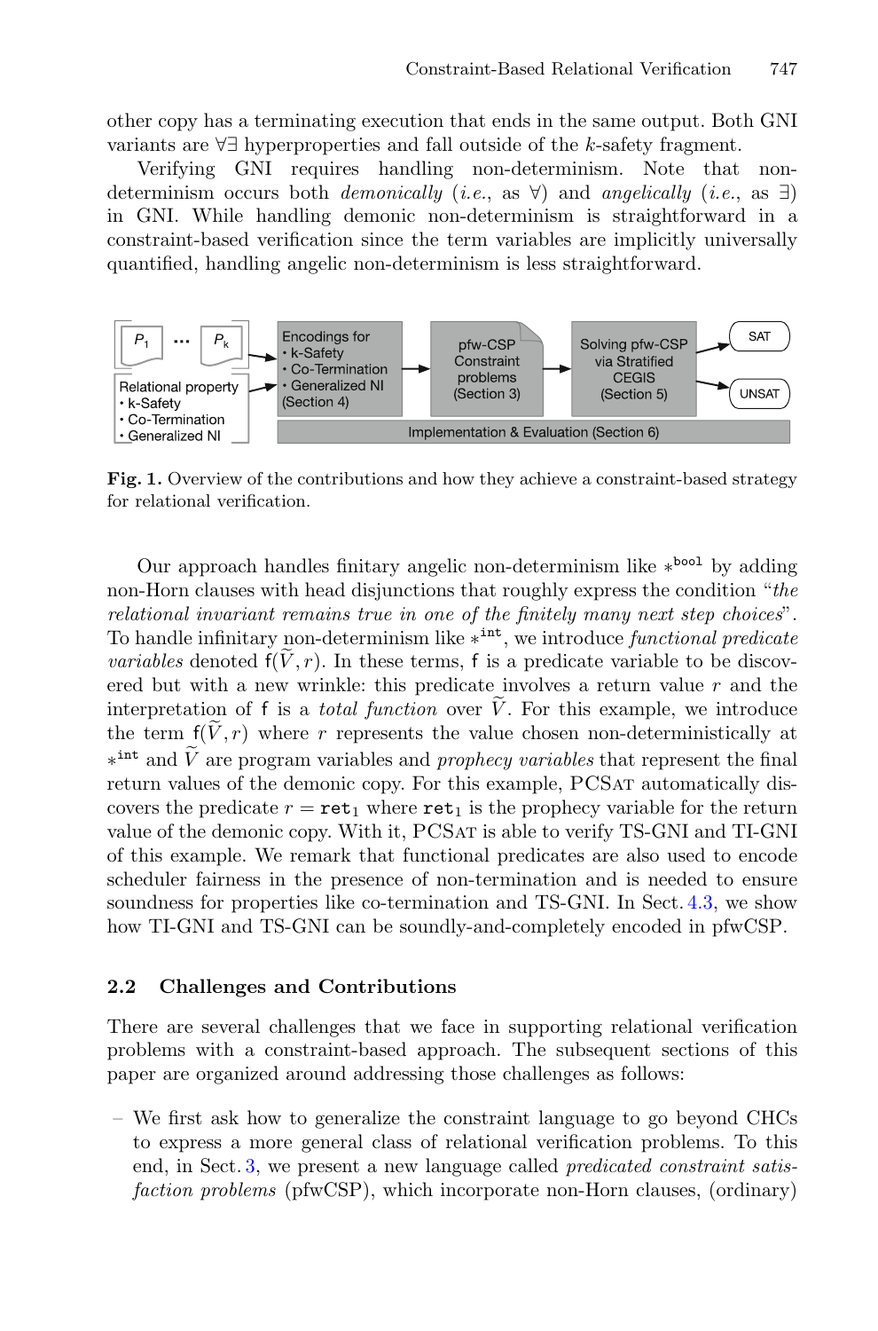other copy has a terminating execution that ends in the same output. Both GNI variants are ∀∃ hyperproperties and fall outside of the $k$-safety fragment.

Verifying GNI requires handling non-determinism. Note that non-determinism occurs both *demonically* (*i.e.*, as ∀) and *angelically* (*i.e.*, as ∃) in GNI. While handling demonic non-determinism is straightforward in a constraint-based verification since the term variables are implicitly universally quantified, handling angelic non-determinism is less straightforward.

**Fig. 1.** Overview of the contributions and how they achieve a constraint-based strategy for relational verification.

Our approach handles finitary angelic non-determinism like $*^{\texttt{bool}}$ by adding non-Horn clauses with head disjunctions that roughly express the condition "*the relational invariant remains true in one of the finitely many next step choices*". To handle infinitary non-determinism like $*^{\texttt{int}}$, we introduce *functional predicate variables* denoted $\mathsf{f}(\widetilde{V}, r)$. In these terms, $\mathsf{f}$ is a predicate variable to be discovered but with a new wrinkle: this predicate involves a return value $r$ and the interpretation of $\mathsf{f}$ is a *total function* over $\widetilde{V}$. For this example, we introduce the term $\mathsf{f}(\widetilde{V}, r)$ where $r$ represents the value chosen non-deterministically at $*^{\texttt{int}}$ and $\widetilde{V}$ are program variables and *prophecy variables* that represent the final return values of the demonic copy. For this example, PCSat automatically discovers the predicate $r = \texttt{ret}_1$ where $\texttt{ret}_1$ is the prophecy variable for the return value of the demonic copy. With it, PCSat is able to verify TS-GNI and TI-GNI of this example. We remark that functional predicates are also used to encode scheduler fairness in the presence of non-termination and is needed to ensure soundness for properties like co-termination and TS-GNI. In Sect. 4.3, we show how TI-GNI and TS-GNI can be soundly-and-completely encoded in pfwCSP.

### 2.2 Challenges and Contributions

There are several challenges that we face in supporting relational verification problems with a constraint-based approach. The subsequent sections of this paper are organized around addressing those challenges as follows:

- We first ask how to generalize the constraint language to go beyond CHCs to express a more general class of relational verification problems. To this end, in Sect. 3, we present a new language called *predicated constraint satisfaction problems* (pfwCSP), which incorporate non-Horn clauses, (ordinary)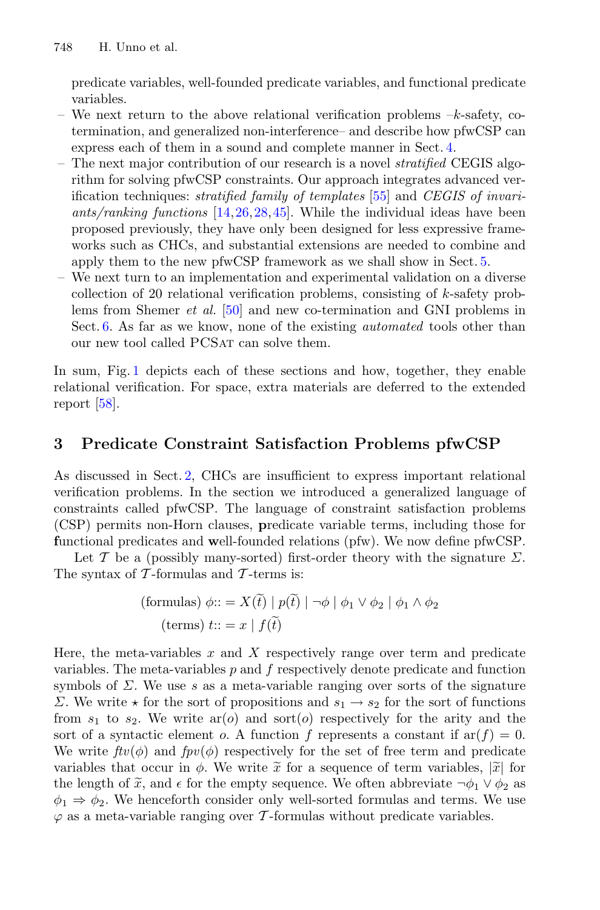predicate variables, well-founded predicate variables, and functional predicate variables.

- We next return to the above relational verification problems –$k$-safety, co-termination, and generalized non-interference– and describe how pfwCSP can express each of them in a sound and complete manner in Sect. 4.
- The next major contribution of our research is a novel *stratified* CEGIS algorithm for solving pfwCSP constraints. Our approach integrates advanced verification techniques: *stratified family of templates* [55] and *CEGIS of invariants/ranking functions* [14,26,28,45]. While the individual ideas have been proposed previously, they have only been designed for less expressive frameworks such as CHCs, and substantial extensions are needed to combine and apply them to the new pfwCSP framework as we shall show in Sect. 5.
- We next turn to an implementation and experimental validation on a diverse collection of 20 relational verification problems, consisting of $k$-safety problems from Shemer *et al.* [50] and new co-termination and GNI problems in Sect. 6. As far as we know, none of the existing *automated* tools other than our new tool called PCSat can solve them.

In sum, Fig. 1 depicts each of these sections and how, together, they enable relational verification. For space, extra materials are deferred to the extended report [58].

## 3 Predicate Constraint Satisfaction Problems pfwCSP

As discussed in Sect. 2, CHCs are insufficient to express important relational verification problems. In the section we introduced a generalized language of constraints called pfwCSP. The language of constraint satisfaction problems (CSP) permits non-Horn clauses, **p**redicate variable terms, including those for **f**unctional predicates and **w**ell-founded relations (pfw). We now define pfwCSP.

Let $\mathcal{T}$ be a (possibly many-sorted) first-order theory with the signature $\Sigma$. The syntax of $\mathcal{T}$-formulas and $\mathcal{T}$-terms is:

$$\text{(formulas) } \phi ::= X(\widetilde{t}) \mid p(\widetilde{t}) \mid \neg\phi \mid \phi_1 \vee \phi_2 \mid \phi_1 \wedge \phi_2$$
$$\text{(terms) } t ::= x \mid f(\widetilde{t})$$

Here, the meta-variables $x$ and $X$ respectively range over term and predicate variables. The meta-variables $p$ and $f$ respectively denote predicate and function symbols of $\Sigma$. We use $s$ as a meta-variable ranging over sorts of the signature $\Sigma$. We write $\star$ for the sort of propositions and $s_1 \rightarrow s_2$ for the sort of functions from $s_1$ to $s_2$. We write $\mathrm{ar}(o)$ and $\mathrm{sort}(o)$ respectively for the arity and the sort of a syntactic element $o$. A function $f$ represents a constant if $\mathrm{ar}(f) = 0$. We write $ftv(\phi)$ and $fpv(\phi)$ respectively for the set of free term and predicate variables that occur in $\phi$. We write $\widetilde{x}$ for a sequence of term variables, $|\widetilde{x}|$ for the length of $\widetilde{x}$, and $\epsilon$ for the empty sequence. We often abbreviate $\neg\phi_1 \vee \phi_2$ as $\phi_1 \Rightarrow \phi_2$. We henceforth consider only well-sorted formulas and terms. We use $\varphi$ as a meta-variable ranging over $\mathcal{T}$-formulas without predicate variables.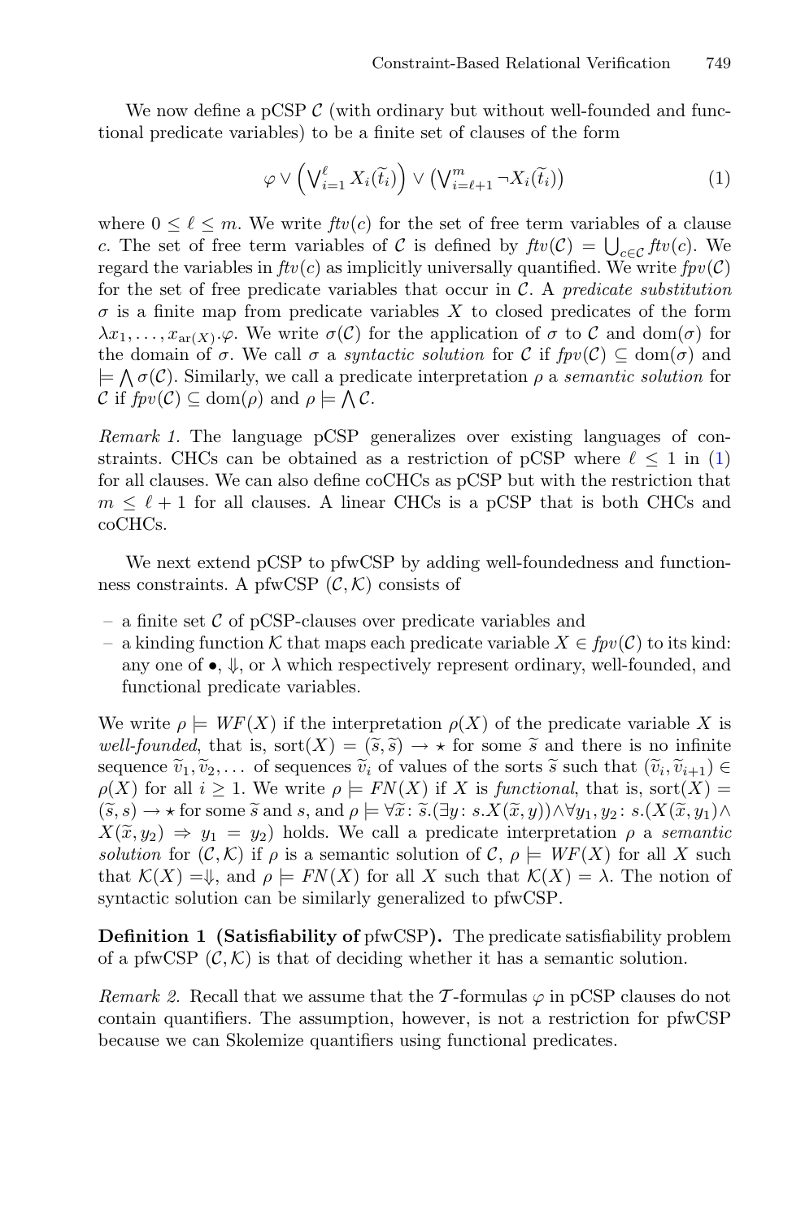We now define a pCSP $\mathcal{C}$ (with ordinary but without well-founded and functional predicate variables) to be a finite set of clauses of the form

$$\varphi \vee \left(\bigvee_{i=1}^{\ell} X_i(\widetilde{t}_i)\right) \vee \left(\bigvee_{i=\ell+1}^{m} \neg X_i(\widetilde{t}_i)\right) \tag{1}$$

where $0 \leq \ell \leq m$. We write $ftv(c)$ for the set of free term variables of a clause $c$. The set of free term variables of $\mathcal{C}$ is defined by $ftv(\mathcal{C}) = \bigcup_{c \in \mathcal{C}} ftv(c)$. We regard the variables in $ftv(c)$ as implicitly universally quantified. We write $fpv(\mathcal{C})$ for the set of free predicate variables that occur in $\mathcal{C}$. A *predicate substitution* $\sigma$ is a finite map from predicate variables $X$ to closed predicates of the form $\lambda x_1, \dots, x_{\mathrm{ar}(X)}.\varphi$. We write $\sigma(\mathcal{C})$ for the application of $\sigma$ to $\mathcal{C}$ and $\mathrm{dom}(\sigma)$ for the domain of $\sigma$. We call $\sigma$ a *syntactic solution* for $\mathcal{C}$ if $fpv(\mathcal{C}) \subseteq \mathrm{dom}(\sigma)$ and $\models \bigwedge \sigma(\mathcal{C})$. Similarly, we call a predicate interpretation $\rho$ a *semantic solution* for $\mathcal{C}$ if $fpv(\mathcal{C}) \subseteq \mathrm{dom}(\rho)$ and $\rho \models \bigwedge \mathcal{C}$.

*Remark 1.* The language pCSP generalizes over existing languages of constraints. CHCs can be obtained as a restriction of pCSP where $\ell \leq 1$ in (1) for all clauses. We can also define coCHCs as pCSP but with the restriction that $m \leq \ell + 1$ for all clauses. A linear CHCs is a pCSP that is both CHCs and coCHCs.

We next extend pCSP to pfwCSP by adding well-foundedness and functionness constraints. A pfwCSP $(\mathcal{C}, \mathcal{K})$ consists of

- a finite set $\mathcal{C}$ of pCSP-clauses over predicate variables and
- a kinding function $\mathcal{K}$ that maps each predicate variable $X \in fpv(\mathcal{C})$ to its kind: any one of $\bullet$, $\Downarrow$, or $\lambda$ which respectively represent ordinary, well-founded, and functional predicate variables.

We write $\rho \models WF(X)$ if the interpretation $\rho(X)$ of the predicate variable $X$ is *well-founded*, that is, $\mathrm{sort}(X) = (\widetilde{s}, \widetilde{s}) \rightarrow \star$ for some $\widetilde{s}$ and there is no infinite sequence $\widetilde{v}_1, \widetilde{v}_2, \dots$ of sequences $\widetilde{v}_i$ of values of the sorts $\widetilde{s}$ such that $(\widetilde{v}_i, \widetilde{v}_{i+1}) \in \rho(X)$ for all $i \geq 1$. We write $\rho \models FN(X)$ if $X$ is *functional*, that is, $\mathrm{sort}(X) = (\widetilde{s}, s) \rightarrow \star$ for some $\widetilde{s}$ and $s$, and $\rho \models \forall \widetilde{x} \colon \widetilde{s}.(\exists y \colon s.X(\widetilde{x}, y)) \wedge \forall y_1, y_2 \colon s.(X(\widetilde{x}, y_1) \wedge X(\widetilde{x}, y_2) \Rightarrow y_1 = y_2)$ holds. We call a predicate interpretation $\rho$ a *semantic solution* for $(\mathcal{C}, \mathcal{K})$ if $\rho$ is a semantic solution of $\mathcal{C}$, $\rho \models WF(X)$ for all $X$ such that $\mathcal{K}(X) = \Downarrow$, and $\rho \models FN(X)$ for all $X$ such that $\mathcal{K}(X) = \lambda$. The notion of syntactic solution can be similarly generalized to pfwCSP.

**Definition 1 (Satisfiability of pfwCSP).** The predicate satisfiability problem of a pfwCSP $(\mathcal{C}, \mathcal{K})$ is that of deciding whether it has a semantic solution.

*Remark 2.* Recall that we assume that the $\mathcal{T}$-formulas $\varphi$ in pCSP clauses do not contain quantifiers. The assumption, however, is not a restriction for pfwCSP because we can Skolemize quantifiers using functional predicates.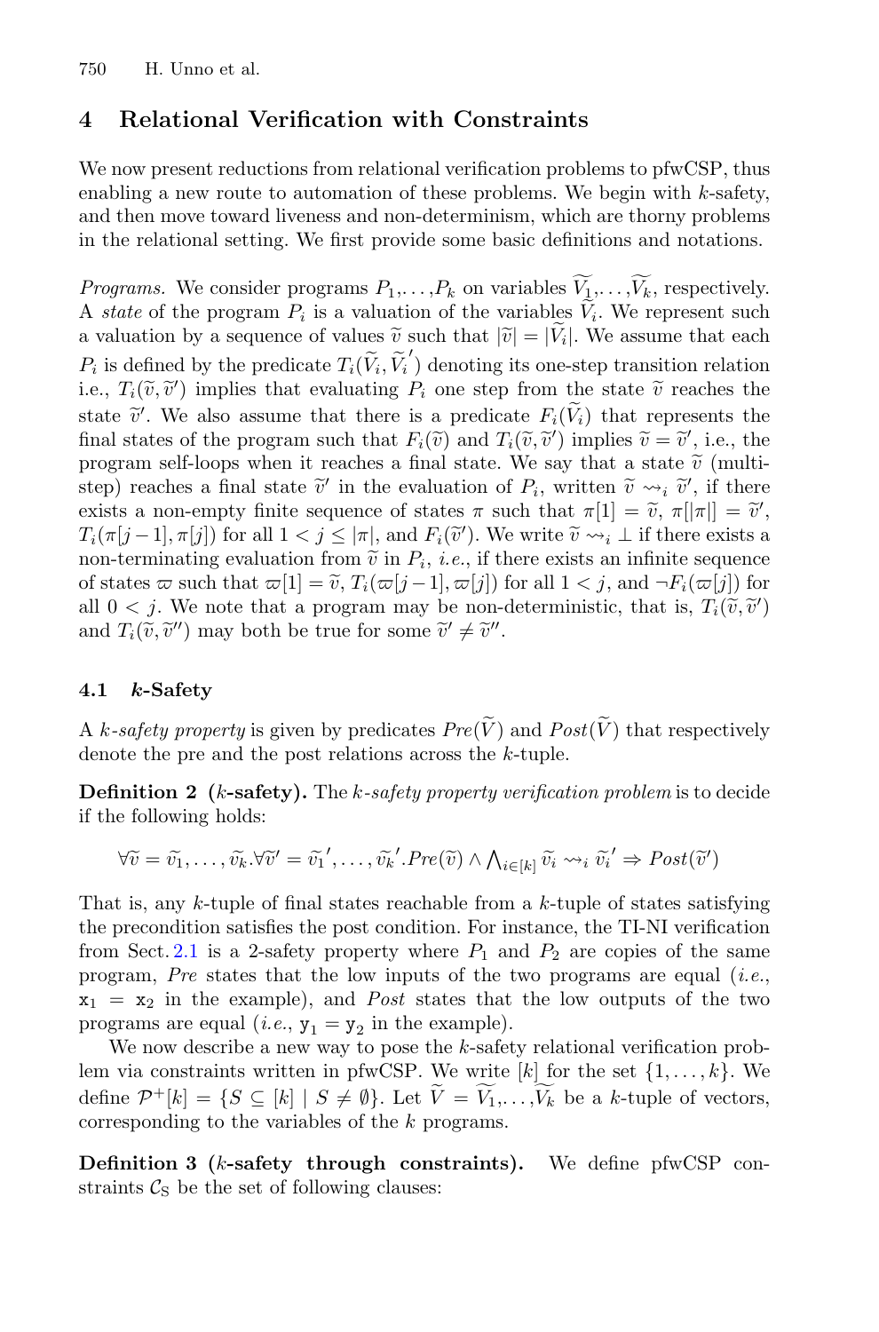## 4 Relational Verification with Constraints

We now present reductions from relational verification problems to pfwCSP, thus enabling a new route to automation of these problems. We begin with $k$-safety, and then move toward liveness and non-determinism, which are thorny problems in the relational setting. We first provide some basic definitions and notations.

*Programs.* We consider programs $P_1,\ldots,P_k$ on variables $\widetilde{V_1},\ldots,\widetilde{V_k}$, respectively. A *state* of the program $P_i$ is a valuation of the variables $\widetilde{V_i}$. We represent such a valuation by a sequence of values $\widetilde{v}$ such that $|\widetilde{v}| = |\widetilde{V_i}|$. We assume that each $P_i$ is defined by the predicate $T_i(\widetilde{V_i}, \widetilde{V_i}')$ denoting its one-step transition relation i.e., $T_i(\widetilde{v}, \widetilde{v}')$ implies that evaluating $P_i$ one step from the state $\widetilde{v}$ reaches the state $\widetilde{v}'$. We also assume that there is a predicate $F_i(\widetilde{V_i})$ that represents the final states of the program such that $F_i(\widetilde{v})$ and $T_i(\widetilde{v}, \widetilde{v}')$ implies $\widetilde{v} = \widetilde{v}'$, i.e., the program self-loops when it reaches a final state. We say that a state $\widetilde{v}$ (multi-step) reaches a final state $\widetilde{v}'$ in the evaluation of $P_i$, written $\widetilde{v} \rightsquigarrow_i \widetilde{v}'$, if there exists a non-empty finite sequence of states $\pi$ such that $\pi[1] = \widetilde{v}$, $\pi[|\pi|] = \widetilde{v}'$, $T_i(\pi[j-1], \pi[j])$ for all $1 < j \leq |\pi|$, and $F_i(\widetilde{v}')$. We write $\widetilde{v} \rightsquigarrow_i \bot$ if there exists a non-terminating evaluation from $\widetilde{v}$ in $P_i$, *i.e.*, if there exists an infinite sequence of states $\varpi$ such that $\varpi[1] = \widetilde{v}$, $T_i(\varpi[j-1], \varpi[j])$ for all $1 < j$, and $\neg F_i(\varpi[j])$ for all $0 < j$. We note that a program may be non-deterministic, that is, $T_i(\widetilde{v}, \widetilde{v}')$ and $T_i(\widetilde{v}, \widetilde{v}'')$ may both be true for some $\widetilde{v}' \neq \widetilde{v}''$.

### 4.1 *k*-Safety

A *k-safety property* is given by predicates $Pre(\widetilde{V})$ and $Post(\widetilde{V})$ that respectively denote the pre and the post relations across the $k$-tuple.

**Definition 2 (*k*-safety).** The *k-safety property verification problem* is to decide if the following holds:

$$\forall \widetilde{v} = \widetilde{v_1}, \ldots, \widetilde{v_k}. \forall \widetilde{v}' = \widetilde{v_1}', \ldots, \widetilde{v_k}'. Pre(\widetilde{v}) \wedge \bigwedge_{i \in [k]} \widetilde{v_i} \rightsquigarrow_i \widetilde{v_i}' \Rightarrow Post(\widetilde{v}')$$

That is, any $k$-tuple of final states reachable from a $k$-tuple of states satisfying the precondition satisfies the post condition. For instance, the TI-NI verification from Sect. 2.1 is a 2-safety property where $P_1$ and $P_2$ are copies of the same program, *Pre* states that the low inputs of the two programs are equal (*i.e.*, $\mathtt{x}_1 = \mathtt{x}_2$ in the example), and *Post* states that the low outputs of the two programs are equal (*i.e.*, $\mathtt{y}_1 = \mathtt{y}_2$ in the example).

We now describe a new way to pose the $k$-safety relational verification problem via constraints written in pfwCSP. We write $[k]$ for the set $\{1, \ldots, k\}$. We define $\mathcal{P}^+[k] = \{S \subseteq [k] \mid S \neq \emptyset\}$. Let $\widetilde{V} = \widetilde{V_1},\ldots,\widetilde{V_k}$ be a $k$-tuple of vectors, corresponding to the variables of the $k$ programs.

**Definition 3 (*k*-safety through constraints).** We define pfwCSP constraints $\mathcal{C}_{\mathrm{S}}$ be the set of following clauses: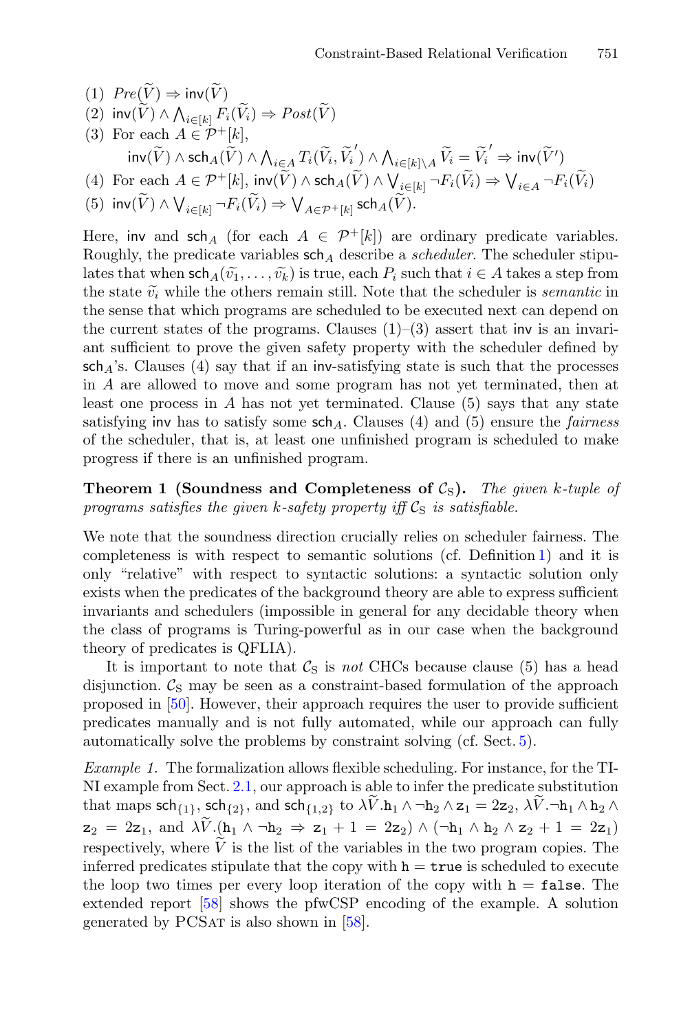(1) $Pre(\widetilde{V}) \Rightarrow \mathsf{inv}(\widetilde{V})$

(2) $\mathsf{inv}(\widetilde{V}) \wedge \bigwedge_{i\in[k]} F_i(\widetilde{V}_i) \Rightarrow Post(\widetilde{V})$

(3) For each $A \in \mathcal{P}^+[k]$,
$$\mathsf{inv}(\widetilde{V}) \wedge \mathsf{sch}_A(\widetilde{V}) \wedge \bigwedge_{i\in A} T_i(\widetilde{V}_i, \widetilde{V}_i{}') \wedge \bigwedge_{i\in[k]\setminus A} \widetilde{V}_i = \widetilde{V}_i{}' \Rightarrow \mathsf{inv}(\widetilde{V}')$$

(4) For each $A \in \mathcal{P}^+[k]$, $\mathsf{inv}(\widetilde{V}) \wedge \mathsf{sch}_A(\widetilde{V}) \wedge \bigvee_{i\in[k]} \neg F_i(\widetilde{V}_i) \Rightarrow \bigvee_{i\in A} \neg F_i(\widetilde{V}_i)$

(5) $\mathsf{inv}(\widetilde{V}) \wedge \bigvee_{i\in[k]} \neg F_i(\widetilde{V}_i) \Rightarrow \bigvee_{A\in\mathcal{P}^+[k]} \mathsf{sch}_A(\widetilde{V})$.

Here, $\mathsf{inv}$ and $\mathsf{sch}_A$ (for each $A \in \mathcal{P}^+[k]$) are ordinary predicate variables. Roughly, the predicate variables $\mathsf{sch}_A$ describe a *scheduler*. The scheduler stipulates that when $\mathsf{sch}_A(\widetilde{v}_1, \ldots, \widetilde{v}_k)$ is true, each $P_i$ such that $i \in A$ takes a step from the state $\widetilde{v}_i$ while the others remain still. Note that the scheduler is *semantic* in the sense that which programs are scheduled to be executed next can depend on the current states of the programs. Clauses (1)–(3) assert that $\mathsf{inv}$ is an invariant sufficient to prove the given safety property with the scheduler defined by $\mathsf{sch}_A$'s. Clauses (4) say that if an $\mathsf{inv}$-satisfying state is such that the processes in $A$ are allowed to move and some program has not yet terminated, then at least one process in $A$ has not yet terminated. Clause (5) says that any state satisfying $\mathsf{inv}$ has to satisfy some $\mathsf{sch}_A$. Clauses (4) and (5) ensure the *fairness* of the scheduler, that is, at least one unfinished program is scheduled to make progress if there is an unfinished program.

**Theorem 1 (Soundness and Completeness of $\mathcal{C}_S$).** *The given $k$-tuple of programs satisfies the given $k$-safety property iff $\mathcal{C}_S$ is satisfiable.*

We note that the soundness direction crucially relies on scheduler fairness. The completeness is with respect to semantic solutions (cf. Definition 1) and it is only "relative" with respect to syntactic solutions: a syntactic solution only exists when the predicates of the background theory are able to express sufficient invariants and schedulers (impossible in general for any decidable theory when the class of programs is Turing-powerful as in our case when the background theory of predicates is QFLIA).

It is important to note that $\mathcal{C}_S$ is *not* CHCs because clause (5) has a head disjunction. $\mathcal{C}_S$ may be seen as a constraint-based formulation of the approach proposed in [50]. However, their approach requires the user to provide sufficient predicates manually and is not fully automated, while our approach can fully automatically solve the problems by constraint solving (cf. Sect. 5).

*Example 1.* The formalization allows flexible scheduling. For instance, for the TI-NI example from Sect. 2.1, our approach is able to infer the predicate substitution that maps $\mathsf{sch}_{\{1\}}$, $\mathsf{sch}_{\{2\}}$, and $\mathsf{sch}_{\{1,2\}}$ to $\lambda\widetilde{V}.\mathtt{h}_1 \wedge \neg\mathtt{h}_2 \wedge \mathtt{z}_1 = 2\mathtt{z}_2$, $\lambda\widetilde{V}.\neg\mathtt{h}_1 \wedge \mathtt{h}_2 \wedge \mathtt{z}_2 = 2\mathtt{z}_1$, and $\lambda\widetilde{V}.(\mathtt{h}_1 \wedge \neg\mathtt{h}_2 \Rightarrow \mathtt{z}_1 + 1 = 2\mathtt{z}_2) \wedge (\neg\mathtt{h}_1 \wedge \mathtt{h}_2 \wedge \mathtt{z}_2 + 1 = 2\mathtt{z}_1)$ respectively, where $\widetilde{V}$ is the list of the variables in the two program copies. The inferred predicates stipulate that the copy with $\mathtt{h} = \mathtt{true}$ is scheduled to execute the loop two times per every loop iteration of the copy with $\mathtt{h} = \mathtt{false}$. The extended report [58] shows the pfwCSP encoding of the example. A solution generated by PCSat is also shown in [58].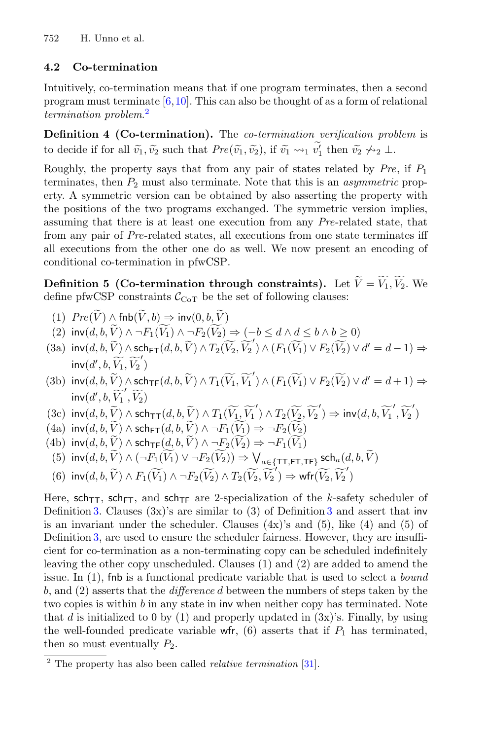### 4.2 Co-termination

Intuitively, co-termination means that if one program terminates, then a second program must terminate [6,10]. This can also be thought of as a form of relational *termination problem*.[2]

**Definition 4 (Co-termination).** The *co-termination verification problem* is to decide if for all $\widetilde{v_1}, \widetilde{v_2}$ such that $Pre(\widetilde{v_1}, \widetilde{v_2})$, if $\widetilde{v_1} \rightsquigarrow_1 \widetilde{v_1'}$ then $\widetilde{v_2} \not\rightsquigarrow_2 \bot$.

Roughly, the property says that from any pair of states related by $Pre$, if $P_1$ terminates, then $P_2$ must also terminate. Note that this is an *asymmetric* property. A symmetric version can be obtained by also asserting the property with the positions of the two programs exchanged. The symmetric version implies, assuming that there is at least one execution from any $Pre$-related state, that from any pair of $Pre$-related states, all executions from one state terminates iff all executions from the other one do as well. We now present an encoding of conditional co-termination in pfwCSP.

**Definition 5 (Co-termination through constraints).** Let $\widetilde{V} = \widetilde{V_1}, \widetilde{V_2}$. We define pfwCSP constraints $\mathcal{C}_{\mathrm{CoT}}$ be the set of following clauses:

(1) $Pre(\widetilde{V}) \wedge \mathsf{fnb}(\widetilde{V}, b) \Rightarrow \mathsf{inv}(0, b, \widetilde{V})$

(2) $\mathsf{inv}(d, b, \widetilde{V}) \wedge \neg F_1(\widetilde{V_1}) \wedge \neg F_2(\widetilde{V_2}) \Rightarrow (-b \leq d \wedge d \leq b \wedge b \geq 0)$

(3a) $\mathsf{inv}(d, b, \widetilde{V}) \wedge \mathsf{sch}_{\mathsf{FT}}(d, b, \widetilde{V}) \wedge T_2(\widetilde{V_2}, \widetilde{V_2}') \wedge (F_1(\widetilde{V_1}) \vee F_2(\widetilde{V_2}) \vee d' = d - 1) \Rightarrow \mathsf{inv}(d', b, \widetilde{V_1}, \widetilde{V_2}')$

(3b) $\mathsf{inv}(d, b, \widetilde{V}) \wedge \mathsf{sch}_{\mathsf{TF}}(d, b, \widetilde{V}) \wedge T_1(\widetilde{V_1}, \widetilde{V_1}') \wedge (F_1(\widetilde{V_1}) \vee F_2(\widetilde{V_2}) \vee d' = d + 1) \Rightarrow \mathsf{inv}(d', b, \widetilde{V_1}', \widetilde{V_2})$

(3c) $\mathsf{inv}(d, b, \widetilde{V}) \wedge \mathsf{sch}_{\mathsf{TT}}(d, b, \widetilde{V}) \wedge T_1(\widetilde{V_1}, \widetilde{V_1}') \wedge T_2(\widetilde{V_2}, \widetilde{V_2}') \Rightarrow \mathsf{inv}(d, b, \widetilde{V_1}', \widetilde{V_2}')$

(4a) $\mathsf{inv}(d, b, \widetilde{V}) \wedge \mathsf{sch}_{\mathsf{FT}}(d, b, \widetilde{V}) \wedge \neg F_1(\widetilde{V_1}) \Rightarrow \neg F_2(\widetilde{V_2})$

(4b) $\mathsf{inv}(d, b, \widetilde{V}) \wedge \mathsf{sch}_{\mathsf{TF}}(d, b, \widetilde{V}) \wedge \neg F_2(\widetilde{V_2}) \Rightarrow \neg F_1(\widetilde{V_1})$

(5) $\mathsf{inv}(d, b, \widetilde{V}) \wedge (\neg F_1(\widetilde{V_1}) \vee \neg F_2(\widetilde{V_2})) \Rightarrow \bigvee_{a \in \{\mathsf{TT}, \mathsf{FT}, \mathsf{TF}\}} \mathsf{sch}_a(d, b, \widetilde{V})$

(6) $\mathsf{inv}(d, b, \widetilde{V}) \wedge F_1(\widetilde{V_1}) \wedge \neg F_2(\widetilde{V_2}) \wedge T_2(\widetilde{V_2}, \widetilde{V_2}') \Rightarrow \mathsf{wfr}(\widetilde{V_2}, \widetilde{V_2}')$

Here, $\mathsf{sch}_{\mathsf{TT}}$, $\mathsf{sch}_{\mathsf{FT}}$, and $\mathsf{sch}_{\mathsf{TF}}$ are 2-specialization of the $k$-safety scheduler of Definition 3. Clauses (3x)'s are similar to (3) of Definition 3 and assert that $\mathsf{inv}$ is an invariant under the scheduler. Clauses (4x)'s and (5), like (4) and (5) of Definition 3, are used to ensure the scheduler fairness. However, they are insufficient for co-termination as a non-terminating copy can be scheduled indefinitely leaving the other copy unscheduled. Clauses (1) and (2) are added to amend the issue. In (1), $\mathsf{fnb}$ is a functional predicate variable that is used to select a *bound* $b$, and (2) asserts that the *difference* $d$ between the numbers of steps taken by the two copies is within $b$ in any state in $\mathsf{inv}$ when neither copy has terminated. Note that $d$ is initialized to 0 by (1) and properly updated in (3x)'s. Finally, by using the well-founded predicate variable $\mathsf{wfr}$, (6) asserts that if $P_1$ has terminated, then so must eventually $P_2$.

[2] The property has also been called *relative termination* [31].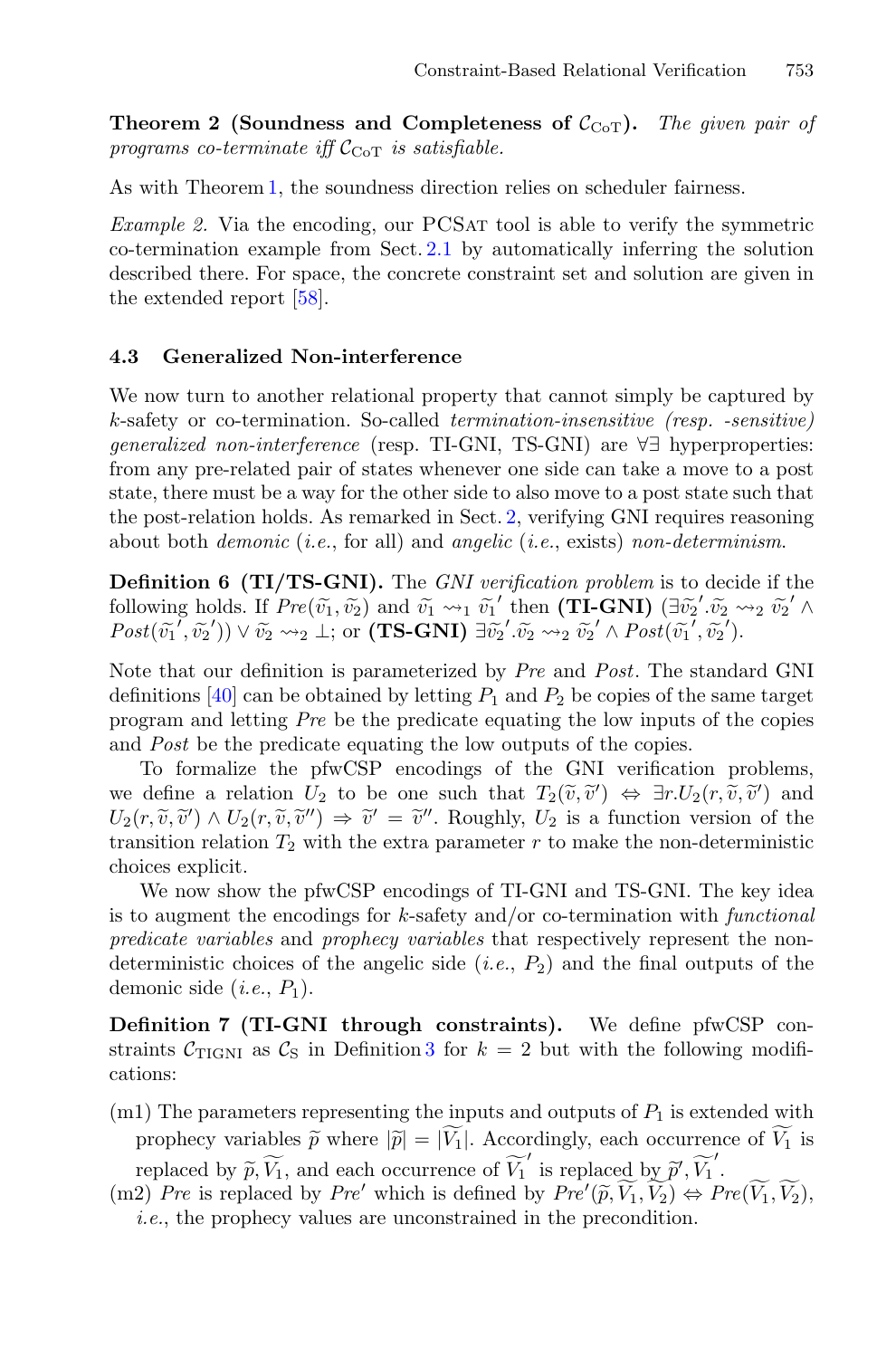**Theorem 2 (Soundness and Completeness of $\mathcal{C}_{\mathrm{CoT}}$).** *The given pair of programs co-terminate iff $\mathcal{C}_{\mathrm{CoT}}$ is satisfiable.*

As with Theorem 1, the soundness direction relies on scheduler fairness.

*Example 2.* Via the encoding, our PCSat tool is able to verify the symmetric co-termination example from Sect. 2.1 by automatically inferring the solution described there. For space, the concrete constraint set and solution are given in the extended report [58].

### 4.3 Generalized Non-interference

We now turn to another relational property that cannot simply be captured by $k$-safety or co-termination. So-called *termination-insensitive (resp. -sensitive) generalized non-interference* (resp. TI-GNI, TS-GNI) are $\forall\exists$ hyperproperties: from any pre-related pair of states whenever one side can take a move to a post state, there must be a way for the other side to also move to a post state such that the post-relation holds. As remarked in Sect. 2, verifying GNI requires reasoning about both *demonic* (*i.e.*, for all) and *angelic* (*i.e.*, exists) *non-determinism*.

**Definition 6 (TI/TS-GNI).** The *GNI verification problem* is to decide if the following holds. If $Pre(\widetilde{v_1}, \widetilde{v_2})$ and $\widetilde{v_1} \rightsquigarrow_1 \widetilde{v_1}'$ then **(TI-GNI)** $(\exists \widetilde{v_2}'.\widetilde{v_2} \rightsquigarrow_2 \widetilde{v_2}' \wedge Post(\widetilde{v_1}', \widetilde{v_2}')) \vee \widetilde{v_2} \rightsquigarrow_2 \bot$; or **(TS-GNI)** $\exists \widetilde{v_2}'.\widetilde{v_2} \rightsquigarrow_2 \widetilde{v_2}' \wedge Post(\widetilde{v_1}', \widetilde{v_2}')$.

Note that our definition is parameterized by *Pre* and *Post*. The standard GNI definitions [40] can be obtained by letting $P_1$ and $P_2$ be copies of the same target program and letting *Pre* be the predicate equating the low inputs of the copies and *Post* be the predicate equating the low outputs of the copies.

To formalize the pfwCSP encodings of the GNI verification problems, we define a relation $U_2$ to be one such that $T_2(\widetilde{v}, \widetilde{v}') \Leftrightarrow \exists r. U_2(r, \widetilde{v}, \widetilde{v}')$ and $U_2(r, \widetilde{v}, \widetilde{v}') \wedge U_2(r, \widetilde{v}, \widetilde{v}'') \Rightarrow \widetilde{v}' = \widetilde{v}''$. Roughly, $U_2$ is a function version of the transition relation $T_2$ with the extra parameter $r$ to make the non-deterministic choices explicit.

We now show the pfwCSP encodings of TI-GNI and TS-GNI. The key idea is to augment the encodings for $k$-safety and/or co-termination with *functional predicate variables* and *prophecy variables* that respectively represent the non-deterministic choices of the angelic side (*i.e.*, $P_2$) and the final outputs of the demonic side (*i.e.*, $P_1$).

**Definition 7 (TI-GNI through constraints).** We define pfwCSP constraints $\mathcal{C}_{\mathrm{TIGNI}}$ as $\mathcal{C}_{\mathrm{S}}$ in Definition 3 for $k = 2$ but with the following modifications:

- (m1) The parameters representing the inputs and outputs of $P_1$ is extended with prophecy variables $\widetilde{p}$ where $|\widetilde{p}| = |\widetilde{V_1}|$. Accordingly, each occurrence of $\widetilde{V_1}$ is replaced by $\widetilde{p}, \widetilde{V_1}$, and each occurrence of $\widetilde{V_1}'$ is replaced by $\widetilde{p}', \widetilde{V_1}'$.
- (m2) *Pre* is replaced by *Pre'* which is defined by $Pre'(\widetilde{p}, \widetilde{V_1}, \widetilde{V_2}) \Leftrightarrow Pre(\widetilde{V_1}, \widetilde{V_2})$, *i.e.*, the prophecy values are unconstrained in the precondition.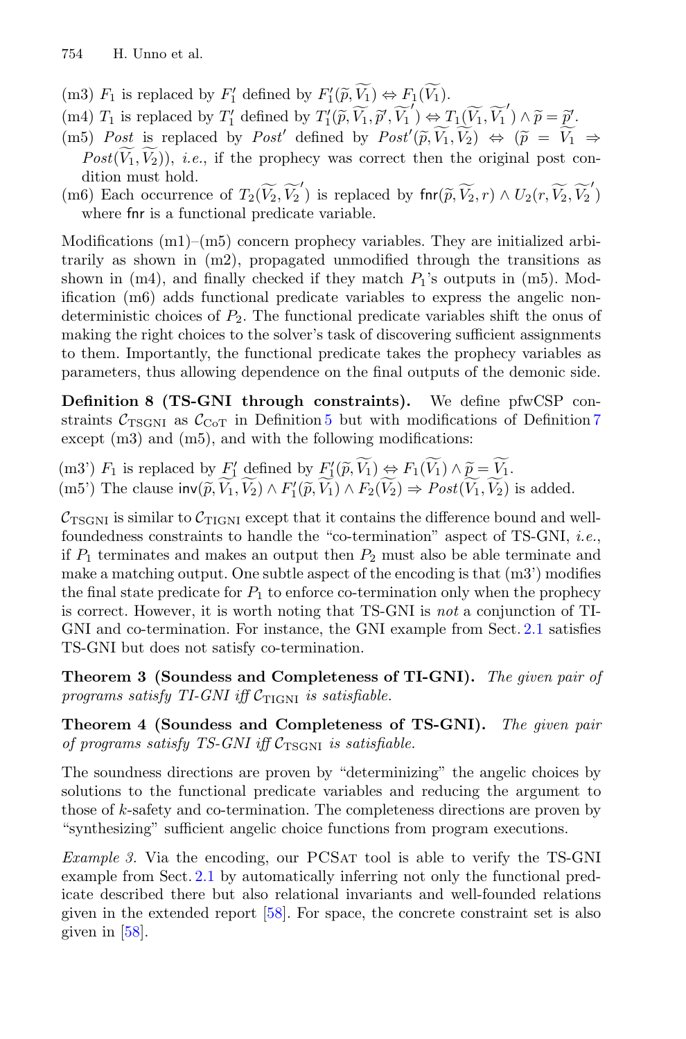(m3) $F_1$ is replaced by $F_1'$ defined by $F_1'(\widetilde{p}, \widetilde{V_1}) \Leftrightarrow F_1(\widetilde{V_1})$.

(m4) $T_1$ is replaced by $T_1'$ defined by $T_1'(\widetilde{p}, \widetilde{V_1}, \widetilde{p}', \widetilde{V_1}') \Leftrightarrow T_1(\widetilde{V_1}, \widetilde{V_1}') \wedge \widetilde{p} = \widetilde{p}'$.

(m5) *Post* is replaced by *Post'* defined by $Post'(\widetilde{p}, \widetilde{V_1}, \widetilde{V_2}) \Leftrightarrow (\widetilde{p} = \widetilde{V_1} \Rightarrow Post(\widetilde{V_1}, \widetilde{V_2}))$, *i.e.*, if the prophecy was correct then the original post condition must hold.

(m6) Each occurrence of $T_2(\widetilde{V_2}, \widetilde{V_2}')$ is replaced by $\mathsf{fnr}(\widetilde{p}, \widetilde{V_2}, r) \wedge U_2(r, \widetilde{V_2}, \widetilde{V_2}')$ where $\mathsf{fnr}$ is a functional predicate variable.

Modifications (m1)–(m5) concern prophecy variables. They are initialized arbitrarily as shown in (m2), propagated unmodified through the transitions as shown in (m4), and finally checked if they match $P_1$'s outputs in (m5). Modification (m6) adds functional predicate variables to express the angelic nondeterministic choices of $P_2$. The functional predicate variables shift the onus of making the right choices to the solver's task of discovering sufficient assignments to them. Importantly, the functional predicate takes the prophecy variables as parameters, thus allowing dependence on the final outputs of the demonic side.

**Definition 8 (TS-GNI through constraints).** We define pfwCSP constraints $\mathcal{C}_{\text{TSGNI}}$ as $\mathcal{C}_{\text{CoT}}$ in Definition 5 but with modifications of Definition 7 except (m3) and (m5), and with the following modifications:

(m3') $F_1$ is replaced by $F_1'$ defined by $F_1'(\widetilde{p}, \widetilde{V_1}) \Leftrightarrow F_1(\widetilde{V_1}) \wedge \widetilde{p} = \widetilde{V_1}$.

(m5') The clause $\mathsf{inv}(\widetilde{p}, \widetilde{V_1}, \widetilde{V_2}) \wedge F_1'(\widetilde{p}, \widetilde{V_1}) \wedge F_2(\widetilde{V_2}) \Rightarrow Post(\widetilde{V_1}, \widetilde{V_2})$ is added.

$\mathcal{C}_{\text{TSGNI}}$ is similar to $\mathcal{C}_{\text{TIGNI}}$ except that it contains the difference bound and well-foundedness constraints to handle the "co-termination" aspect of TS-GNI, *i.e.*, if $P_1$ terminates and makes an output then $P_2$ must also be able terminate and make a matching output. One subtle aspect of the encoding is that (m3') modifies the final state predicate for $P_1$ to enforce co-termination only when the prophecy is correct. However, it is worth noting that TS-GNI is *not* a conjunction of TI-GNI and co-termination. For instance, the GNI example from Sect. 2.1 satisfies TS-GNI but does not satisfy co-termination.

**Theorem 3 (Soundess and Completeness of TI-GNI).** *The given pair of programs satisfy TI-GNI iff* $\mathcal{C}_{\text{TIGNI}}$ *is satisfiable.*

**Theorem 4 (Soundess and Completeness of TS-GNI).** *The given pair of programs satisfy TS-GNI iff* $\mathcal{C}_{\text{TSGNI}}$ *is satisfiable.*

The soundness directions are proven by "determinizing" the angelic choices by solutions to the functional predicate variables and reducing the argument to those of $k$-safety and co-termination. The completeness directions are proven by "synthesizing" sufficient angelic choice functions from program executions.

*Example 3.* Via the encoding, our PCSat tool is able to verify the TS-GNI example from Sect. 2.1 by automatically inferring not only the functional predicate described there but also relational invariants and well-founded relations given in the extended report [58]. For space, the concrete constraint set is also given in [58].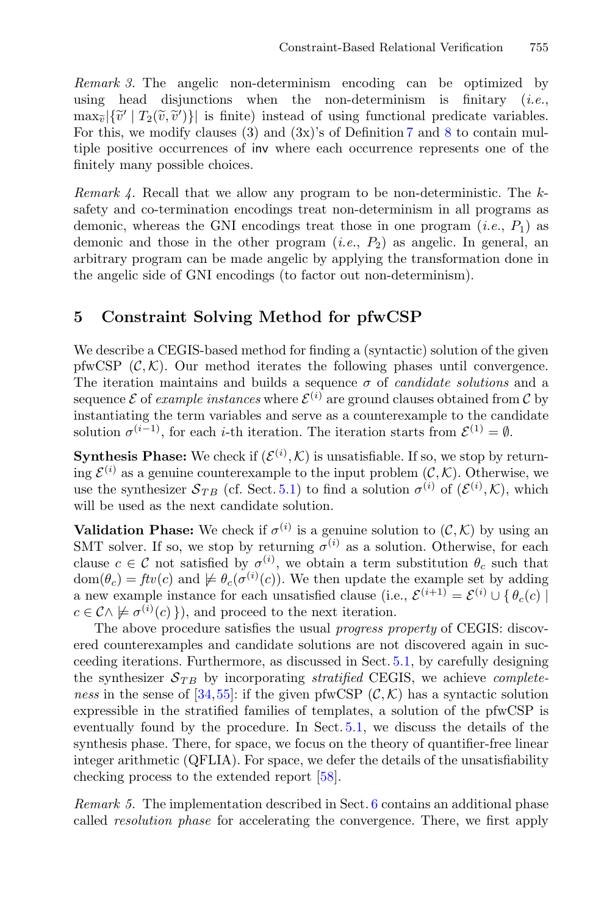*Remark 3.* The angelic non-determinism encoding can be optimized by using head disjunctions when the non-determinism is finitary (*i.e.*, $\max_{\widetilde{v}} |\{\widetilde{v}' \mid T_2(\widetilde{v}, \widetilde{v}')\}|$ is finite) instead of using functional predicate variables. For this, we modify clauses (3) and (3x)'s of Definition 7 and 8 to contain multiple positive occurrences of $\mathsf{inv}$ where each occurrence represents one of the finitely many possible choices.

*Remark 4.* Recall that we allow any program to be non-deterministic. The $k$-safety and co-termination encodings treat non-determinism in all programs as demonic, whereas the GNI encodings treat those in one program (*i.e.*, $P_1$) as demonic and those in the other program (*i.e.*, $P_2$) as angelic. In general, an arbitrary program can be made angelic by applying the transformation done in the angelic side of GNI encodings (to factor out non-determinism).

## 5 Constraint Solving Method for pfwCSP

We describe a CEGIS-based method for finding a (syntactic) solution of the given pfwCSP $(\mathcal{C}, \mathcal{K})$. Our method iterates the following phases until convergence. The iteration maintains and builds a sequence $\sigma$ of *candidate solutions* and a sequence $\mathcal{E}$ of *example instances* where $\mathcal{E}^{(i)}$ are ground clauses obtained from $\mathcal{C}$ by instantiating the term variables and serve as a counterexample to the candidate solution $\sigma^{(i-1)}$, for each $i$-th iteration. The iteration starts from $\mathcal{E}^{(1)} = \emptyset$.

**Synthesis Phase:** We check if $(\mathcal{E}^{(i)}, \mathcal{K})$ is unsatisfiable. If so, we stop by returning $\mathcal{E}^{(i)}$ as a genuine counterexample to the input problem $(\mathcal{C}, \mathcal{K})$. Otherwise, we use the synthesizer $\mathcal{S}_{TB}$ (cf. Sect. 5.1) to find a solution $\sigma^{(i)}$ of $(\mathcal{E}^{(i)}, \mathcal{K})$, which will be used as the next candidate solution.

**Validation Phase:** We check if $\sigma^{(i)}$ is a genuine solution to $(\mathcal{C}, \mathcal{K})$ by using an SMT solver. If so, we stop by returning $\sigma^{(i)}$ as a solution. Otherwise, for each clause $c \in \mathcal{C}$ not satisfied by $\sigma^{(i)}$, we obtain a term substitution $\theta_c$ such that $\mathrm{dom}(\theta_c) = \mathit{ftv}(c)$ and $\not\models \theta_c(\sigma^{(i)}(c))$. We then update the example set by adding a new example instance for each unsatisfied clause (i.e., $\mathcal{E}^{(i+1)} = \mathcal{E}^{(i)} \cup \{\, \theta_c(c) \mid c \in \mathcal{C} \wedge \not\models \sigma^{(i)}(c) \,\}$), and proceed to the next iteration.

The above procedure satisfies the usual *progress property* of CEGIS: discovered counterexamples and candidate solutions are not discovered again in succeeding iterations. Furthermore, as discussed in Sect. 5.1, by carefully designing the synthesizer $\mathcal{S}_{TB}$ by incorporating *stratified* CEGIS, we achieve *completeness* in the sense of [34,55]: if the given pfwCSP $(\mathcal{C}, \mathcal{K})$ has a syntactic solution expressible in the stratified families of templates, a solution of the pfwCSP is eventually found by the procedure. In Sect. 5.1, we discuss the details of the synthesis phase. There, for space, we focus on the theory of quantifier-free linear integer arithmetic (QFLIA). For space, we defer the details of the unsatisfiability checking process to the extended report [58].

*Remark 5.* The implementation described in Sect. 6 contains an additional phase called *resolution phase* for accelerating the convergence. There, we first apply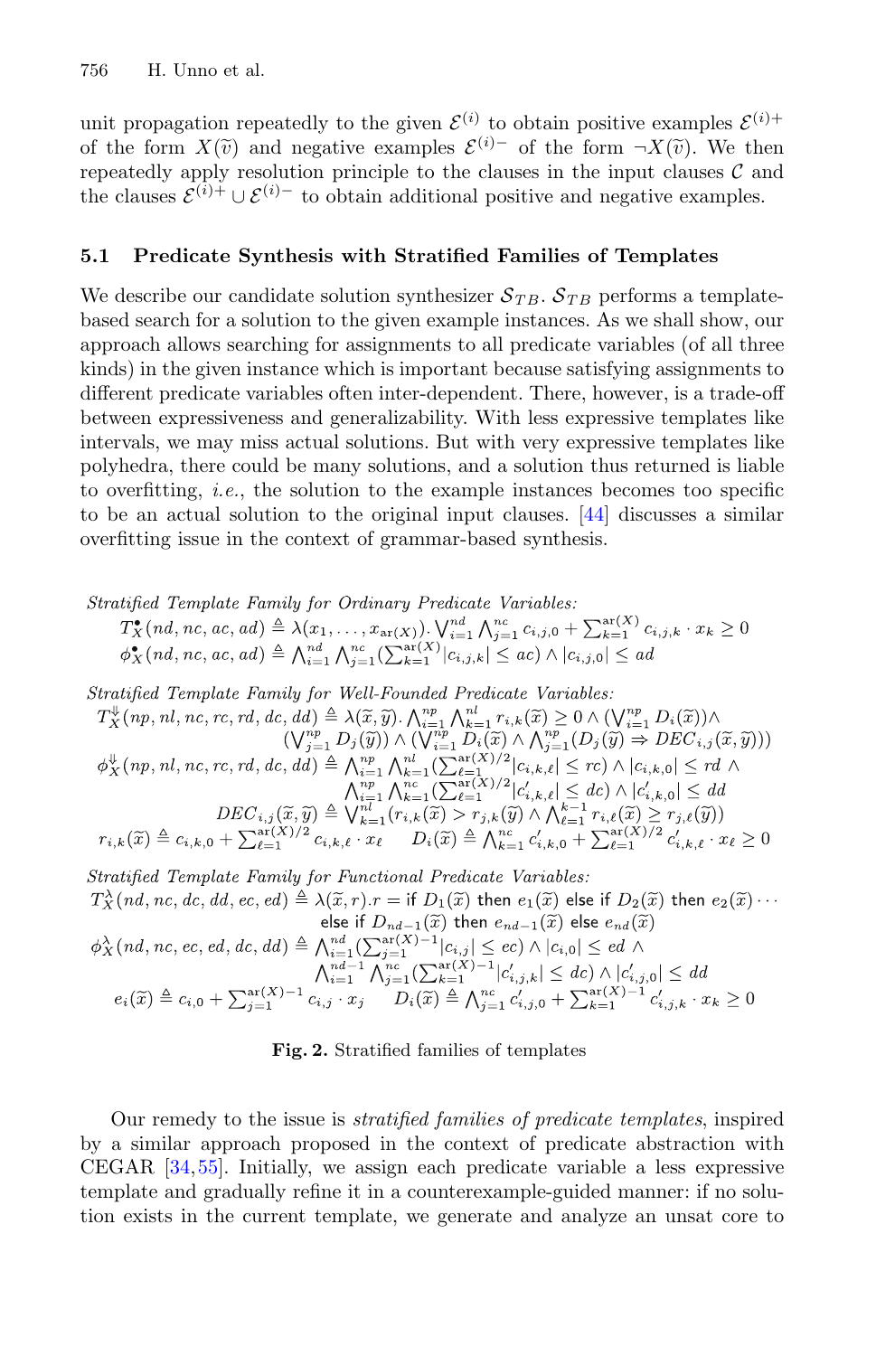unit propagation repeatedly to the given $\mathcal{E}^{(i)}$ to obtain positive examples $\mathcal{E}^{(i)+}$ of the form $X(\widetilde{v})$ and negative examples $\mathcal{E}^{(i)-}$ of the form $\neg X(\widetilde{v})$. We then repeatedly apply resolution principle to the clauses in the input clauses $\mathcal{C}$ and the clauses $\mathcal{E}^{(i)+} \cup \mathcal{E}^{(i)-}$ to obtain additional positive and negative examples.

### 5.1 Predicate Synthesis with Stratified Families of Templates

We describe our candidate solution synthesizer $\mathcal{S}_{TB}$. $\mathcal{S}_{TB}$ performs a template-based search for a solution to the given example instances. As we shall show, our approach allows searching for assignments to all predicate variables (of all three kinds) in the given instance which is important because satisfying assignments to different predicate variables often inter-dependent. There, however, is a trade-off between expressiveness and generalizability. With less expressive templates like intervals, we may miss actual solutions. But with very expressive templates like polyhedra, there could be many solutions, and a solution thus returned is liable to overfitting, *i.e.*, the solution to the example instances becomes too specific to be an actual solution to the original input clauses. [44] discusses a similar overfitting issue in the context of grammar-based synthesis.

*Stratified Template Family for Ordinary Predicate Variables:*

$$T_X^{\bullet}(nd, nc, ac, ad) \triangleq \lambda(x_1, \ldots, x_{\mathrm{ar}(X)}).\bigvee_{i=1}^{nd} \bigwedge_{j=1}^{nc} c_{i,j,0} + \sum_{k=1}^{\mathrm{ar}(X)} c_{i,j,k} \cdot x_k \geq 0$$

$$\phi_X^{\bullet}(nd, nc, ac, ad) \triangleq \bigwedge_{i=1}^{nd} \bigwedge_{j=1}^{nc} (\textstyle\sum_{k=1}^{\mathrm{ar}(X)} |c_{i,j,k}| \leq ac) \wedge |c_{i,j,0}| \leq ad$$

*Stratified Template Family for Well-Founded Predicate Variables:*

$$T_X^{\Downarrow}(np, nl, nc, rc, rd, dc, dd) \triangleq \lambda(\widetilde{x}, \widetilde{y}).\bigwedge_{i=1}^{np} \bigwedge_{k=1}^{nl} r_{i,k}(\widetilde{x}) \geq 0 \wedge (\textstyle\bigvee_{i=1}^{np} D_i(\widetilde{x})) \wedge (\bigvee_{j=1}^{np} D_j(\widetilde{y})) \wedge (\bigvee_{i=1}^{np} D_i(\widetilde{x}) \wedge \bigwedge_{j=1}^{np} (D_j(\widetilde{y}) \Rightarrow DEC_{i,j}(\widetilde{x}, \widetilde{y})))$$

$$\phi_X^{\Downarrow}(np, nl, nc, rc, rd, dc, dd) \triangleq \bigwedge_{i=1}^{np} \bigwedge_{k=1}^{nl} (\textstyle\sum_{\ell=1}^{\mathrm{ar}(X)/2} |c_{i,k,\ell}| \leq rc) \wedge |c_{i,k,0}| \leq rd \wedge \bigwedge_{i=1}^{np} \bigwedge_{k=1}^{nc} (\sum_{\ell=1}^{\mathrm{ar}(X)/2} |c'_{i,k,\ell}| \leq dc) \wedge |c'_{i,k,0}| \leq dd$$

$$DEC_{i,j}(\widetilde{x}, \widetilde{y}) \triangleq \bigvee_{k=1}^{nl} (r_{i,k}(\widetilde{x}) > r_{j,k}(\widetilde{y}) \wedge \textstyle\bigwedge_{\ell=1}^{k-1} r_{i,\ell}(\widetilde{x}) \geq r_{j,\ell}(\widetilde{y}))$$

$$r_{i,k}(\widetilde{x}) \triangleq c_{i,k,0} + \sum_{\ell=1}^{\mathrm{ar}(X)/2} c_{i,k,\ell} \cdot x_\ell \qquad D_i(\widetilde{x}) \triangleq \bigwedge_{k=1}^{nc} c'_{i,k,0} + \sum_{\ell=1}^{\mathrm{ar}(X)/2} c'_{i,k,\ell} \cdot x_\ell \geq 0$$

*Stratified Template Family for Functional Predicate Variables:*

$$T_X^{\lambda}(nd, nc, dc, dd, ec, ed) \triangleq \lambda(\widetilde{x}, r).r = \mathsf{if}\ D_1(\widetilde{x})\ \mathsf{then}\ e_1(\widetilde{x})\ \mathsf{else\ if}\ D_2(\widetilde{x})\ \mathsf{then}\ e_2(\widetilde{x}) \cdots \mathsf{else\ if}\ D_{nd-1}(\widetilde{x})\ \mathsf{then}\ e_{nd-1}(\widetilde{x})\ \mathsf{else}\ e_{nd}(\widetilde{x})$$

$$\phi_X^{\lambda}(nd, nc, ec, ed, dc, dd) \triangleq \bigwedge_{i=1}^{nd} (\textstyle\sum_{j=1}^{\mathrm{ar}(X)-1} |c_{i,j}| \leq ec) \wedge |c_{i,0}| \leq ed \wedge \bigwedge_{i=1}^{nd-1} \bigwedge_{j=1}^{nc} (\sum_{k=1}^{\mathrm{ar}(X)-1} |c'_{i,j,k}| \leq dc) \wedge |c'_{i,j,0}| \leq dd$$

$$e_i(\widetilde{x}) \triangleq c_{i,0} + \sum_{j=1}^{\mathrm{ar}(X)-1} c_{i,j} \cdot x_j \qquad D_i(\widetilde{x}) \triangleq \bigwedge_{j=1}^{nc} c'_{i,j,0} + \sum_{k=1}^{\mathrm{ar}(X)-1} c'_{i,j,k} \cdot x_k \geq 0$$

**Fig. 2.** Stratified families of templates

Our remedy to the issue is *stratified families of predicate templates*, inspired by a similar approach proposed in the context of predicate abstraction with CEGAR [34,55]. Initially, we assign each predicate variable a less expressive template and gradually refine it in a counterexample-guided manner: if no solution exists in the current template, we generate and analyze an unsat core to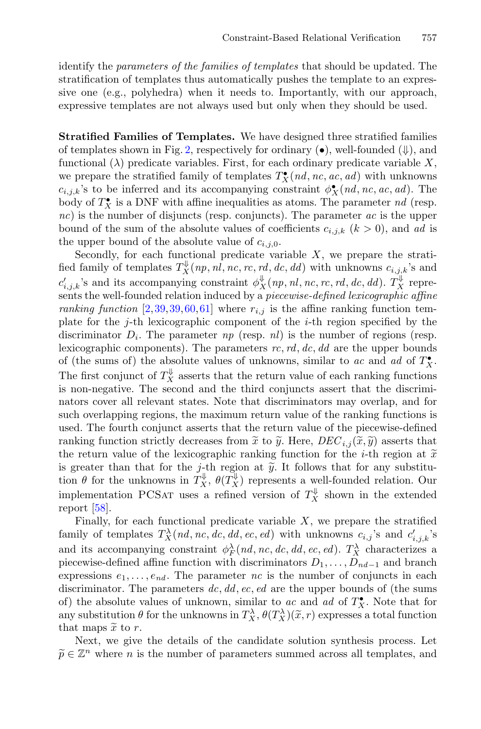identify the *parameters of the families of templates* that should be updated. The stratification of templates thus automatically pushes the template to an expressive one (e.g., polyhedra) when it needs to. Importantly, with our approach, expressive templates are not always used but only when they should be used.

**Stratified Families of Templates.** We have designed three stratified families of templates shown in Fig. 2, respectively for ordinary ($\bullet$), well-founded ($\Downarrow$), and functional ($\lambda$) predicate variables. First, for each ordinary predicate variable $X$, we prepare the stratified family of templates $T^{\bullet}_X(nd, nc, ac, ad)$ with unknowns $c_{i,j,k}$'s to be inferred and its accompanying constraint $\phi^{\bullet}_X(nd, nc, ac, ad)$. The body of $T^{\bullet}_X$ is a DNF with affine inequalities as atoms. The parameter $nd$ (resp. $nc$) is the number of disjuncts (resp. conjuncts). The parameter $ac$ is the upper bound of the sum of the absolute values of coefficients $c_{i,j,k}$ $(k > 0)$, and $ad$ is the upper bound of the absolute value of $c_{i,j,0}$.

Secondly, for each functional predicate variable $X$, we prepare the stratified family of templates $T^{\Downarrow}_X(np, nl, nc, rc, rd, dc, dd)$ with unknowns $c_{i,j,k}$'s and $c'_{i,j,k}$'s and its accompanying constraint $\phi^{\Downarrow}_X(np, nl, nc, rc, rd, dc, dd)$. $T^{\Downarrow}_X$ represents the well-founded relation induced by a *piecewise-defined lexicographic affine ranking function* [2,39,39,60,61] where $r_{i,j}$ is the affine ranking function template for the $j$-th lexicographic component of the $i$-th region specified by the discriminator $D_i$. The parameter $np$ (resp. $nl$) is the number of regions (resp. lexicographic components). The parameters $rc, rd, dc, dd$ are the upper bounds of (the sums of) the absolute values of unknowns, similar to $ac$ and $ad$ of $T^{\bullet}_X$. The first conjunct of $T^{\Downarrow}_X$ asserts that the return value of each ranking functions is non-negative. The second and the third conjuncts assert that the discriminators cover all relevant states. Note that discriminators may overlap, and for such overlapping regions, the maximum return value of the ranking functions is used. The fourth conjunct asserts that the return value of the piecewise-defined ranking function strictly decreases from $\widetilde{x}$ to $\widetilde{y}$. Here, $DEC_{i,j}(\widetilde{x}, \widetilde{y})$ asserts that the return value of the lexicographic ranking function for the $i$-th region at $\widetilde{x}$ is greater than that for the $j$-th region at $\widetilde{y}$. It follows that for any substitution $\theta$ for the unknowns in $T^{\Downarrow}_X$, $\theta(T^{\Downarrow}_X)$ represents a well-founded relation. Our implementation PCSat uses a refined version of $T^{\Downarrow}_X$ shown in the extended report [58].

Finally, for each functional predicate variable $X$, we prepare the stratified family of templates $T^{\lambda}_X(nd, nc, dc, dd, ec, ed)$ with unknowns $c_{i,j}$'s and $c'_{i,j,k}$'s and its accompanying constraint $\phi^{\lambda}_F(nd, nc, dc, dd, ec, ed)$. $T^{\lambda}_X$ characterizes a piecewise-defined affine function with discriminators $D_1, \ldots, D_{nd-1}$ and branch expressions $e_1, \ldots, e_{nd}$. The parameter $nc$ is the number of conjuncts in each discriminator. The parameters $dc, dd, ec, ed$ are the upper bounds of (the sums of) the absolute values of unknown, similar to $ac$ and $ad$ of $T^{\bullet}_X$. Note that for any substitution $\theta$ for the unknowns in $T^{\lambda}_X$, $\theta(T^{\lambda}_X)(\widetilde{x}, r)$ expresses a total function that maps $\widetilde{x}$ to $r$.

Next, we give the details of the candidate solution synthesis process. Let $\widetilde{p} \in \mathbb{Z}^n$ where $n$ is the number of parameters summed across all templates, and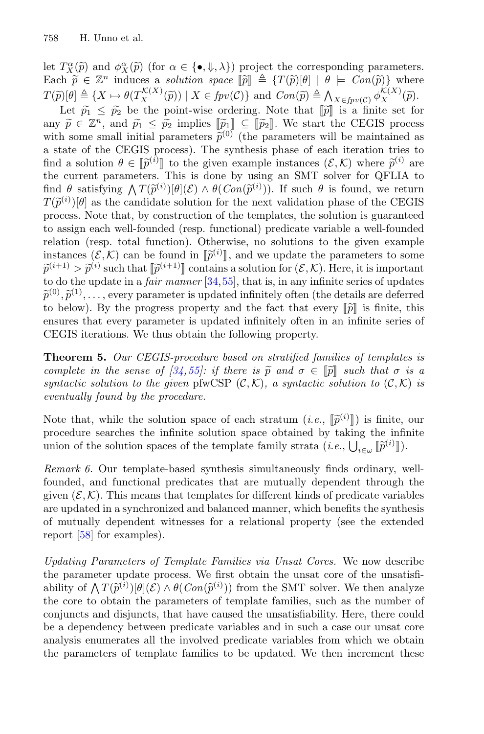let $T^{\alpha}_X(\widetilde{p})$ and $\phi^{\alpha}_X(\widetilde{p})$ (for $\alpha \in \{\bullet, \Downarrow, \lambda\}$) project the corresponding parameters. Each $\widetilde{p} \in \mathbb{Z}^n$ induces a *solution space* $[\![\widetilde{p}]\!] \triangleq \{T(\widetilde{p})[\theta] \mid \theta \models \mathit{Con}(\widetilde{p})\}$ where $T(\widetilde{p})[\theta] \triangleq \{X \mapsto \theta(T^{\mathcal{K}(X)}_X(\widetilde{p})) \mid X \in \mathit{fpv}(\mathcal{C})\}$ and $\mathit{Con}(\widetilde{p}) \triangleq \bigwedge_{X \in \mathit{fpv}(\mathcal{C})} \phi^{\mathcal{K}(X)}_X(\widetilde{p})$.

Let $\widetilde{p_1} \leq \widetilde{p_2}$ be the point-wise ordering. Note that $[\![\widetilde{p}]\!]$ is a finite set for any $\widetilde{p} \in \mathbb{Z}^n$, and $\widetilde{p_1} \leq \widetilde{p_2}$ implies $[\![\widetilde{p_1}]\!] \subseteq [\![\widetilde{p_2}]\!]$. We start the CEGIS process with some small initial parameters $\widetilde{p}^{(0)}$ (the parameters will be maintained as a state of the CEGIS process). The synthesis phase of each iteration tries to find a solution $\theta \in [\![\widetilde{p}^{(i)}]\!]$ to the given example instances $(\mathcal{E}, \mathcal{K})$ where $\widetilde{p}^{(i)}$ are the current parameters. This is done by using an SMT solver for QFLIA to find $\theta$ satisfying $\bigwedge T(\widetilde{p}^{(i)})[\theta](\mathcal{E}) \wedge \theta(\mathit{Con}(\widetilde{p}^{(i)}))$. If such $\theta$ is found, we return $T(\widetilde{p}^{(i)})[\theta]$ as the candidate solution for the next validation phase of the CEGIS process. Note that, by construction of the templates, the solution is guaranteed to assign each well-founded (resp. functional) predicate variable a well-founded relation (resp. total function). Otherwise, no solutions to the given example instances $(\mathcal{E}, \mathcal{K})$ can be found in $[\![\widetilde{p}^{(i)}]\!]$, and we update the parameters to some $\widetilde{p}^{(i+1)} > \widetilde{p}^{(i)}$ such that $[\![\widetilde{p}^{(i+1)}]\!]$ contains a solution for $(\mathcal{E}, \mathcal{K})$. Here, it is important to do the update in a *fair manner* [34,55], that is, in any infinite series of updates $\widetilde{p}^{(0)}, \widetilde{p}^{(1)}, \ldots$, every parameter is updated infinitely often (the details are deferred to below). By the progress property and the fact that every $[\![\widetilde{p}]\!]$ is finite, this ensures that every parameter is updated infinitely often in an infinite series of CEGIS iterations. We thus obtain the following property.

**Theorem 5.** *Our CEGIS-procedure based on stratified families of templates is complete in the sense of [34,55]: if there is $\widetilde{p}$ and $\sigma \in [\![\widetilde{p}]\!]$ such that $\sigma$ is a syntactic solution to the given* pfwCSP $(\mathcal{C}, \mathcal{K})$*, a syntactic solution to $(\mathcal{C}, \mathcal{K})$ is eventually found by the procedure.*

Note that, while the solution space of each stratum (*i.e.*, $[\![\widetilde{p}^{(i)}]\!]$) is finite, our procedure searches the infinite solution space obtained by taking the infinite union of the solution spaces of the template family strata (*i.e.*, $\bigcup_{i \in \omega} [\![\widetilde{p}^{(i)}]\!]$).

*Remark 6.* Our template-based synthesis simultaneously finds ordinary, well-founded, and functional predicates that are mutually dependent through the given $(\mathcal{E}, \mathcal{K})$. This means that templates for different kinds of predicate variables are updated in a synchronized and balanced manner, which benefits the synthesis of mutually dependent witnesses for a relational property (see the extended report [58] for examples).

*Updating Parameters of Template Families via Unsat Cores.* We now describe the parameter update process. We first obtain the unsat core of the unsatisfiability of $\bigwedge T(\widetilde{p}^{(i)})[\theta](\mathcal{E}) \wedge \theta(\mathit{Con}(\widetilde{p}^{(i)}))$ from the SMT solver. We then analyze the core to obtain the parameters of template families, such as the number of conjuncts and disjuncts, that have caused the unsatisfiability. Here, there could be a dependency between predicate variables and in such a case our unsat core analysis enumerates all the involved predicate variables from which we obtain the parameters of template families to be updated. We then increment these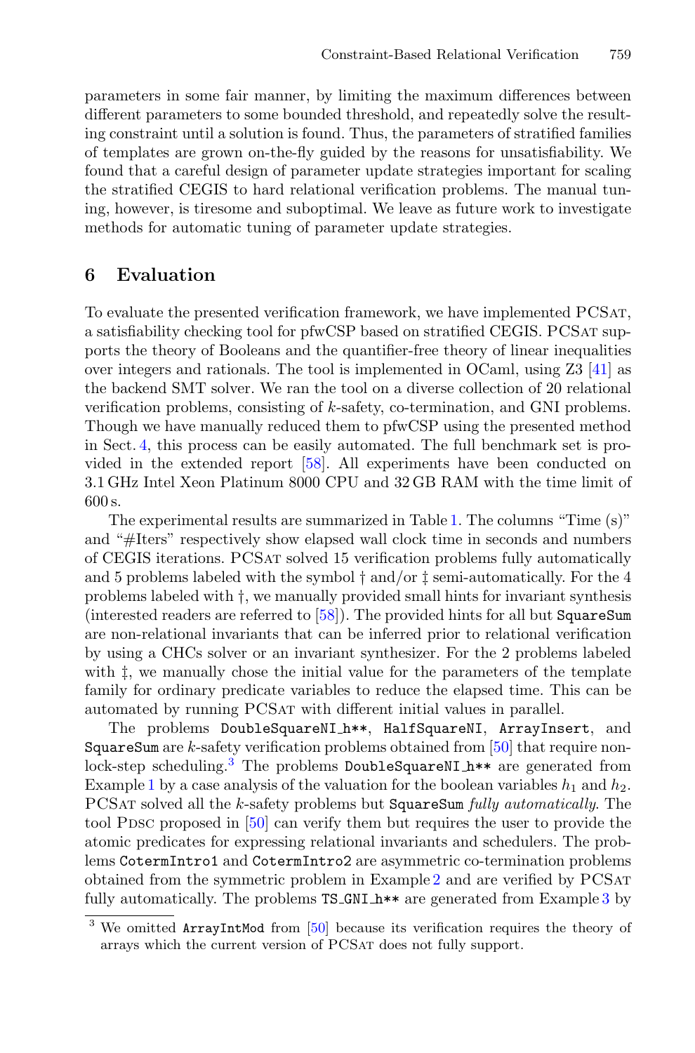parameters in some fair manner, by limiting the maximum differences between different parameters to some bounded threshold, and repeatedly solve the resulting constraint until a solution is found. Thus, the parameters of stratified families of templates are grown on-the-fly guided by the reasons for unsatisfiability. We found that a careful design of parameter update strategies important for scaling the stratified CEGIS to hard relational verification problems. The manual tuning, however, is tiresome and suboptimal. We leave as future work to investigate methods for automatic tuning of parameter update strategies.

## 6 Evaluation

To evaluate the presented verification framework, we have implemented PCSat, a satisfiability checking tool for pfwCSP based on stratified CEGIS. PCSat supports the theory of Booleans and the quantifier-free theory of linear inequalities over integers and rationals. The tool is implemented in OCaml, using Z3 [41] as the backend SMT solver. We ran the tool on a diverse collection of 20 relational verification problems, consisting of $k$-safety, co-termination, and GNI problems. Though we have manually reduced them to pfwCSP using the presented method in Sect. 4, this process can be easily automated. The full benchmark set is provided in the extended report [58]. All experiments have been conducted on 3.1 GHz Intel Xeon Platinum 8000 CPU and 32 GB RAM with the time limit of 600 s.

The experimental results are summarized in Table 1. The columns "Time (s)" and "#Iters" respectively show elapsed wall clock time in seconds and numbers of CEGIS iterations. PCSat solved 15 verification problems fully automatically and 5 problems labeled with the symbol † and/or ‡ semi-automatically. For the 4 problems labeled with †, we manually provided small hints for invariant synthesis (interested readers are referred to [58]). The provided hints for all but `SquareSum` are non-relational invariants that can be inferred prior to relational verification by using a CHCs solver or an invariant synthesizer. For the 2 problems labeled with ‡, we manually chose the initial value for the parameters of the template family for ordinary predicate variables to reduce the elapsed time. This can be automated by running PCSat with different initial values in parallel.

The problems `DoubleSquareNI_h**`, `HalfSquareNI`, `ArrayInsert`, and `SquareSum` are $k$-safety verification problems obtained from [50] that require non-lock-step scheduling.[3] The problems `DoubleSquareNI_h**` are generated from Example 1 by a case analysis of the valuation for the boolean variables $h_1$ and $h_2$. PCSat solved all the $k$-safety problems but `SquareSum` *fully automatically*. The tool Pdsc proposed in [50] can verify them but requires the user to provide the atomic predicates for expressing relational invariants and schedulers. The problems `CotermIntro1` and `CotermIntro2` are asymmetric co-termination problems obtained from the symmetric problem in Example 2 and are verified by PCSat fully automatically. The problems `TS_GNI_h**` are generated from Example 3 by

[3] We omitted `ArrayIntMod` from [50] because its verification requires the theory of arrays which the current version of PCSat does not fully support.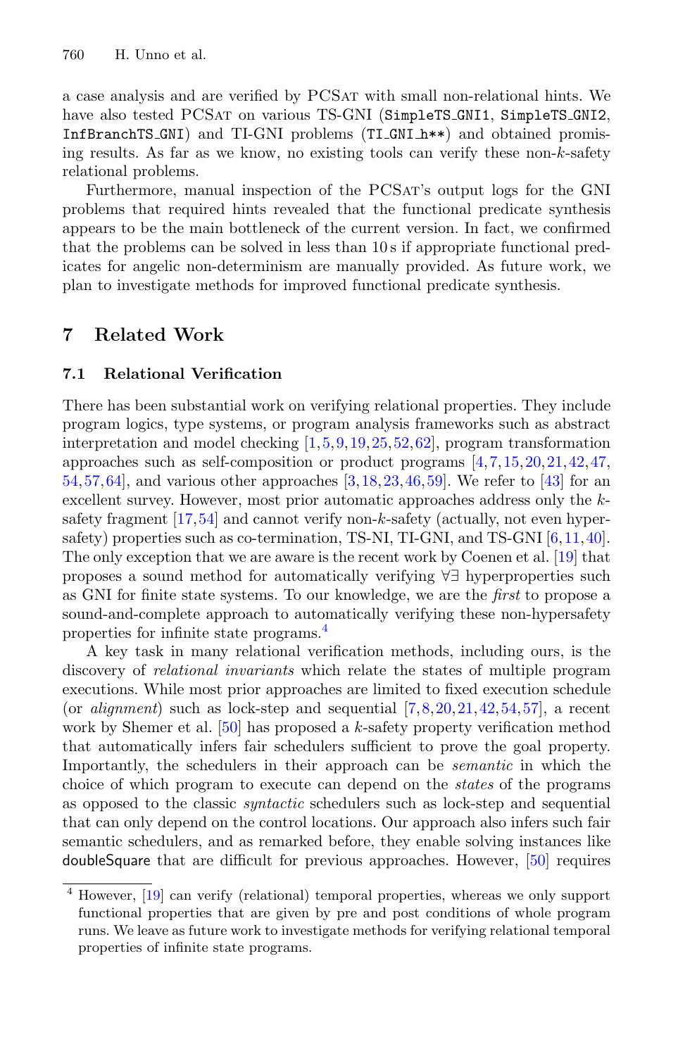a case analysis and are verified by PCSat with small non-relational hints. We have also tested PCSat on various TS-GNI (`SimpleTS_GNI1`, `SimpleTS_GNI2`, `InfBranchTS_GNI`) and TI-GNI problems (`TI_GNI_h**`) and obtained promising results. As far as we know, no existing tools can verify these non-$k$-safety relational problems.

Furthermore, manual inspection of the PCSat's output logs for the GNI problems that required hints revealed that the functional predicate synthesis appears to be the main bottleneck of the current version. In fact, we confirmed that the problems can be solved in less than 10 s if appropriate functional predicates for angelic non-determinism are manually provided. As future work, we plan to investigate methods for improved functional predicate synthesis.

## 7 Related Work

### 7.1 Relational Verification

There has been substantial work on verifying relational properties. They include program logics, type systems, or program analysis frameworks such as abstract interpretation and model checking [1,5,9,19,25,52,62], program transformation approaches such as self-composition or product programs [4,7,15,20,21,42,47,54,57,64], and various other approaches [3,18,23,46,59]. We refer to [43] for an excellent survey. However, most prior automatic approaches address only the $k$-safety fragment [17,54] and cannot verify non-$k$-safety (actually, not even hypersafety) properties such as co-termination, TS-NI, TI-GNI, and TS-GNI [6,11,40]. The only exception that we are aware is the recent work by Coenen et al. [19] that proposes a sound method for automatically verifying $\forall\exists$ hyperproperties such as GNI for finite state systems. To our knowledge, we are the *first* to propose a sound-and-complete approach to automatically verifying these non-hypersafety properties for infinite state programs.[4]

A key task in many relational verification methods, including ours, is the discovery of *relational invariants* which relate the states of multiple program executions. While most prior approaches are limited to fixed execution schedule (or *alignment*) such as lock-step and sequential [7,8,20,21,42,54,57], a recent work by Shemer et al. [50] has proposed a $k$-safety property verification method that automatically infers fair schedulers sufficient to prove the goal property. Importantly, the schedulers in their approach can be *semantic* in which the choice of which program to execute can depend on the *states* of the programs as opposed to the classic *syntactic* schedulers such as lock-step and sequential that can only depend on the control locations. Our approach also infers such fair semantic schedulers, and as remarked before, they enable solving instances like doubleSquare that are difficult for previous approaches. However, [50] requires

[4] However, [19] can verify (relational) temporal properties, whereas we only support functional properties that are given by pre and post conditions of whole program runs. We leave as future work to investigate methods for verifying relational temporal properties of infinite state programs.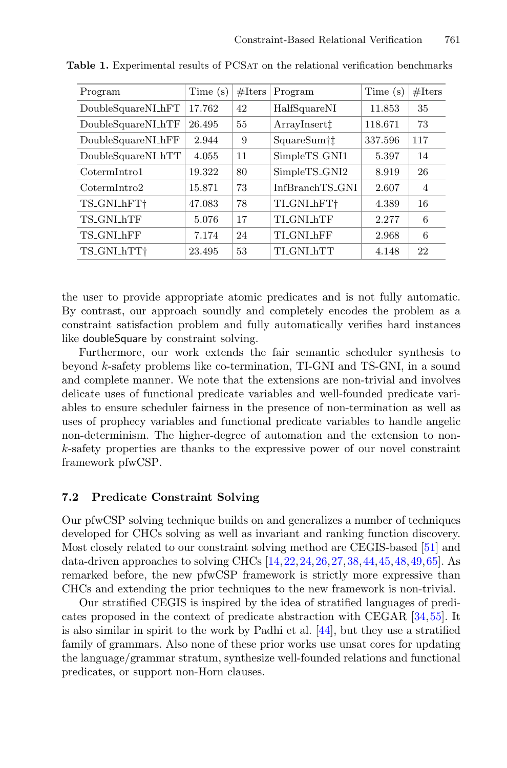**Table 1.** Experimental results of PCSat on the relational verification benchmarks

| Program | Time (s) | #Iters | Program | Time (s) | #Iters |
|---|---|---|---|---|---|
| DoubleSquareNI_hFT | 17.762 | 42 | HalfSquareNI | 11.853 | 35 |
| DoubleSquareNI_hTF | 26.495 | 55 | ArrayInsert‡ | 118.671 | 73 |
| DoubleSquareNI_hFF | 2.944 | 9 | SquareSum†‡ | 337.596 | 117 |
| DoubleSquareNI_hTT | 4.055 | 11 | SimpleTS_GNI1 | 5.397 | 14 |
| CotermIntro1 | 19.322 | 80 | SimpleTS_GNI2 | 8.919 | 26 |
| CotermIntro2 | 15.871 | 73 | InfBranchTS_GNI | 2.607 | 4 |
| TS_GNI_hFT† | 47.083 | 78 | TI_GNI_hFT† | 4.389 | 16 |
| TS_GNI_hTF | 5.076 | 17 | TI_GNI_hTF | 2.277 | 6 |
| TS_GNI_hFF | 7.174 | 24 | TI_GNI_hFF | 2.968 | 6 |
| TS_GNI_hTT† | 23.495 | 53 | TI_GNI_hTT | 4.148 | 22 |

the user to provide appropriate atomic predicates and is not fully automatic. By contrast, our approach soundly and completely encodes the problem as a constraint satisfaction problem and fully automatically verifies hard instances like doubleSquare by constraint solving.

Furthermore, our work extends the fair semantic scheduler synthesis to beyond $k$-safety problems like co-termination, TI-GNI and TS-GNI, in a sound and complete manner. We note that the extensions are non-trivial and involves delicate uses of functional predicate variables and well-founded predicate variables to ensure scheduler fairness in the presence of non-termination as well as uses of prophecy variables and functional predicate variables to handle angelic non-determinism. The higher-degree of automation and the extension to non-$k$-safety properties are thanks to the expressive power of our novel constraint framework pfwCSP.

### 7.2 Predicate Constraint Solving

Our pfwCSP solving technique builds on and generalizes a number of techniques developed for CHCs solving as well as invariant and ranking function discovery. Most closely related to our constraint solving method are CEGIS-based [51] and data-driven approaches to solving CHCs [14,22,24,26,27,38,44,45,48,49,65]. As remarked before, the new pfwCSP framework is strictly more expressive than CHCs and extending the prior techniques to the new framework is non-trivial.

Our stratified CEGIS is inspired by the idea of stratified languages of predicates proposed in the context of predicate abstraction with CEGAR [34,55]. It is also similar in spirit to the work by Padhi et al. [44], but they use a stratified family of grammars. Also none of these prior works use unsat cores for updating the language/grammar stratum, synthesize well-founded relations and functional predicates, or support non-Horn clauses.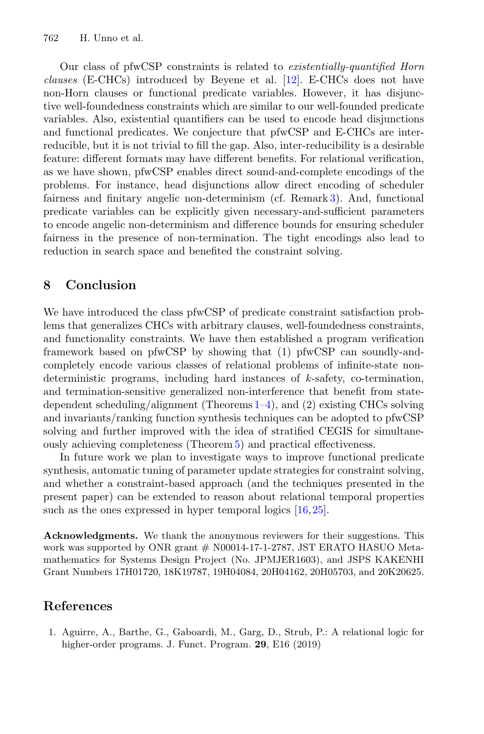Our class of pfwCSP constraints is related to *existentially-quantified Horn clauses* (E-CHCs) introduced by Beyene et al. [12]. E-CHCs does not have non-Horn clauses or functional predicate variables. However, it has disjunctive well-foundedness constraints which are similar to our well-founded predicate variables. Also, existential quantifiers can be used to encode head disjunctions and functional predicates. We conjecture that pfwCSP and E-CHCs are inter-reducible, but it is not trivial to fill the gap. Also, inter-reducibility is a desirable feature: different formats may have different benefits. For relational verification, as we have shown, pfwCSP enables direct sound-and-complete encodings of the problems. For instance, head disjunctions allow direct encoding of scheduler fairness and finitary angelic non-determinism (cf. Remark 3). And, functional predicate variables can be explicitly given necessary-and-sufficient parameters to encode angelic non-determinism and difference bounds for ensuring scheduler fairness in the presence of non-termination. The tight encodings also lead to reduction in search space and benefited the constraint solving.

## 8 Conclusion

We have introduced the class pfwCSP of predicate constraint satisfaction problems that generalizes CHCs with arbitrary clauses, well-foundedness constraints, and functionality constraints. We have then established a program verification framework based on pfwCSP by showing that (1) pfwCSP can soundly-and-completely encode various classes of relational problems of infinite-state non-deterministic programs, including hard instances of $k$-safety, co-termination, and termination-sensitive generalized non-interference that benefit from state-dependent scheduling/alignment (Theorems 1–4), and (2) existing CHCs solving and invariants/ranking function synthesis techniques can be adopted to pfwCSP solving and further improved with the idea of stratified CEGIS for simultaneously achieving completeness (Theorem 5) and practical effectiveness.

In future work we plan to investigate ways to improve functional predicate synthesis, automatic tuning of parameter update strategies for constraint solving, and whether a constraint-based approach (and the techniques presented in the present paper) can be extended to reason about relational temporal properties such as the ones expressed in hyper temporal logics [16,25].

**Acknowledgments.** We thank the anonymous reviewers for their suggestions. This work was supported by ONR grant # N00014-17-1-2787, JST ERATO HASUO Metamathematics for Systems Design Project (No. JPMJER1603), and JSPS KAKENHI Grant Numbers 17H01720, 18K19787, 19H04084, 20H04162, 20H05703, and 20K20625.

## References

1. Aguirre, A., Barthe, G., Gaboardi, M., Garg, D., Strub, P.: A relational logic for higher-order programs. J. Funct. Program. **29**, E16 (2019)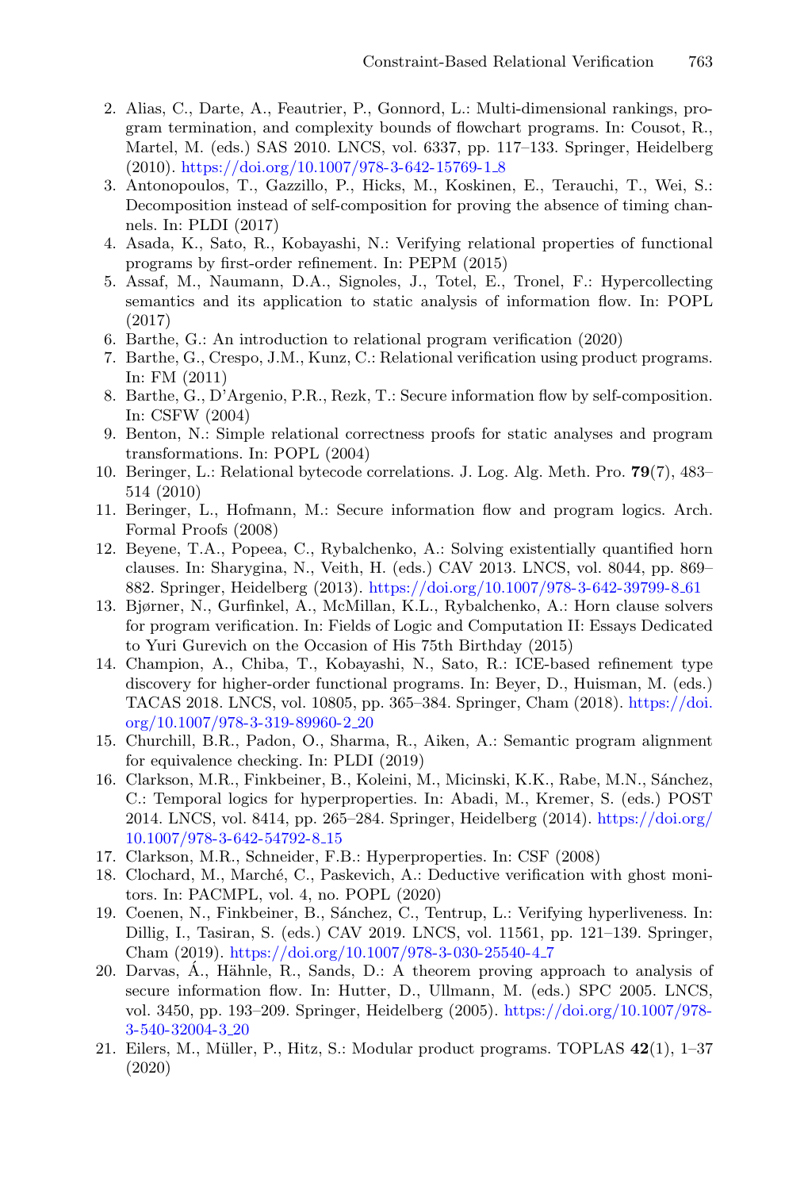2. Alias, C., Darte, A., Feautrier, P., Gonnord, L.: Multi-dimensional rankings, program termination, and complexity bounds of flowchart programs. In: Cousot, R., Martel, M. (eds.) SAS 2010. LNCS, vol. 6337, pp. 117–133. Springer, Heidelberg (2010). https://doi.org/10.1007/978-3-642-15769-1_8
3. Antonopoulos, T., Gazzillo, P., Hicks, M., Koskinen, E., Terauchi, T., Wei, S.: Decomposition instead of self-composition for proving the absence of timing channels. In: PLDI (2017)
4. Asada, K., Sato, R., Kobayashi, N.: Verifying relational properties of functional programs by first-order refinement. In: PEPM (2015)
5. Assaf, M., Naumann, D.A., Signoles, J., Totel, E., Tronel, F.: Hypercollecting semantics and its application to static analysis of information flow. In: POPL (2017)
6. Barthe, G.: An introduction to relational program verification (2020)
7. Barthe, G., Crespo, J.M., Kunz, C.: Relational verification using product programs. In: FM (2011)
8. Barthe, G., D'Argenio, P.R., Rezk, T.: Secure information flow by self-composition. In: CSFW (2004)
9. Benton, N.: Simple relational correctness proofs for static analyses and program transformations. In: POPL (2004)
10. Beringer, L.: Relational bytecode correlations. J. Log. Alg. Meth. Pro. **79**(7), 483–514 (2010)
11. Beringer, L., Hofmann, M.: Secure information flow and program logics. Arch. Formal Proofs (2008)
12. Beyene, T.A., Popeea, C., Rybalchenko, A.: Solving existentially quantified horn clauses. In: Sharygina, N., Veith, H. (eds.) CAV 2013. LNCS, vol. 8044, pp. 869–882. Springer, Heidelberg (2013). https://doi.org/10.1007/978-3-642-39799-8_61
13. Bjørner, N., Gurfinkel, A., McMillan, K.L., Rybalchenko, A.: Horn clause solvers for program verification. In: Fields of Logic and Computation II: Essays Dedicated to Yuri Gurevich on the Occasion of His 75th Birthday (2015)
14. Champion, A., Chiba, T., Kobayashi, N., Sato, R.: ICE-based refinement type discovery for higher-order functional programs. In: Beyer, D., Huisman, M. (eds.) TACAS 2018. LNCS, vol. 10805, pp. 365–384. Springer, Cham (2018). https://doi.org/10.1007/978-3-319-89960-2_20
15. Churchill, B.R., Padon, O., Sharma, R., Aiken, A.: Semantic program alignment for equivalence checking. In: PLDI (2019)
16. Clarkson, M.R., Finkbeiner, B., Koleini, M., Micinski, K.K., Rabe, M.N., Sánchez, C.: Temporal logics for hyperproperties. In: Abadi, M., Kremer, S. (eds.) POST 2014. LNCS, vol. 8414, pp. 265–284. Springer, Heidelberg (2014). https://doi.org/10.1007/978-3-642-54792-8_15
17. Clarkson, M.R., Schneider, F.B.: Hyperproperties. In: CSF (2008)
18. Clochard, M., Marché, C., Paskevich, A.: Deductive verification with ghost monitors. In: PACMPL, vol. 4, no. POPL (2020)
19. Coenen, N., Finkbeiner, B., Sánchez, C., Tentrup, L.: Verifying hyperliveness. In: Dillig, I., Tasiran, S. (eds.) CAV 2019. LNCS, vol. 11561, pp. 121–139. Springer, Cham (2019). https://doi.org/10.1007/978-3-030-25540-4_7
20. Darvas, Á., Hähnle, R., Sands, D.: A theorem proving approach to analysis of secure information flow. In: Hutter, D., Ullmann, M. (eds.) SPC 2005. LNCS, vol. 3450, pp. 193–209. Springer, Heidelberg (2005). https://doi.org/10.1007/978-3-540-32004-3_20
21. Eilers, M., Müller, P., Hitz, S.: Modular product programs. TOPLAS **42**(1), 1–37 (2020)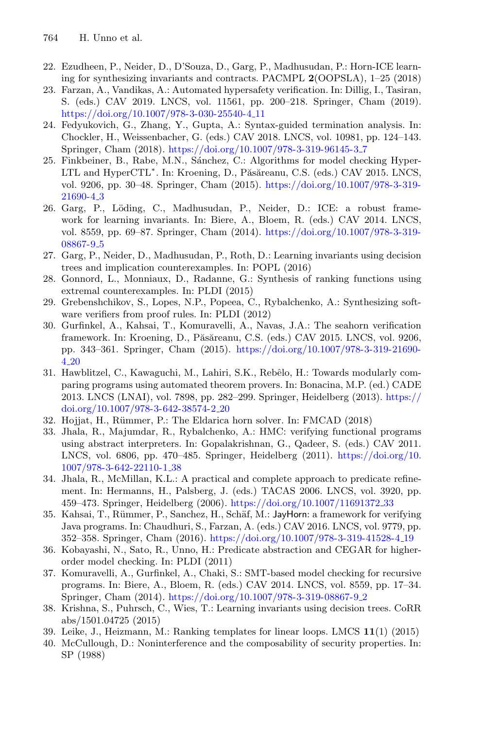22. Ezudheen, P., Neider, D., D'Souza, D., Garg, P., Madhusudan, P.: Horn-ICE learning for synthesizing invariants and contracts. PACMPL **2**(OOPSLA), 1–25 (2018)
23. Farzan, A., Vandikas, A.: Automated hypersafety verification. In: Dillig, I., Tasiran, S. (eds.) CAV 2019. LNCS, vol. 11561, pp. 200–218. Springer, Cham (2019). https://doi.org/10.1007/978-3-030-25540-4_11
24. Fedyukovich, G., Zhang, Y., Gupta, A.: Syntax-guided termination analysis. In: Chockler, H., Weissenbacher, G. (eds.) CAV 2018. LNCS, vol. 10981, pp. 124–143. Springer, Cham (2018). https://doi.org/10.1007/978-3-319-96145-3_7
25. Finkbeiner, B., Rabe, M.N., Sánchez, C.: Algorithms for model checking HyperLTL and HyperCTL$^*$. In: Kroening, D., Păsăreanu, C.S. (eds.) CAV 2015. LNCS, vol. 9206, pp. 30–48. Springer, Cham (2015). https://doi.org/10.1007/978-3-319-21690-4_3
26. Garg, P., Löding, C., Madhusudan, P., Neider, D.: ICE: a robust framework for learning invariants. In: Biere, A., Bloem, R. (eds.) CAV 2014. LNCS, vol. 8559, pp. 69–87. Springer, Cham (2014). https://doi.org/10.1007/978-3-319-08867-9_5
27. Garg, P., Neider, D., Madhusudan, P., Roth, D.: Learning invariants using decision trees and implication counterexamples. In: POPL (2016)
28. Gonnord, L., Monniaux, D., Radanne, G.: Synthesis of ranking functions using extremal counterexamples. In: PLDI (2015)
29. Grebenshchikov, S., Lopes, N.P., Popeea, C., Rybalchenko, A.: Synthesizing software verifiers from proof rules. In: PLDI (2012)
30. Gurfinkel, A., Kahsai, T., Komuravelli, A., Navas, J.A.: The seahorn verification framework. In: Kroening, D., Păsăreanu, C.S. (eds.) CAV 2015. LNCS, vol. 9206, pp. 343–361. Springer, Cham (2015). https://doi.org/10.1007/978-3-319-21690-4_20
31. Hawblitzel, C., Kawaguchi, M., Lahiri, S.K., Rebêlo, H.: Towards modularly comparing programs using automated theorem provers. In: Bonacina, M.P. (ed.) CADE 2013. LNCS (LNAI), vol. 7898, pp. 282–299. Springer, Heidelberg (2013). https://doi.org/10.1007/978-3-642-38574-2_20
32. Hojjat, H., Rümmer, P.: The Eldarica horn solver. In: FMCAD (2018)
33. Jhala, R., Majumdar, R., Rybalchenko, A.: HMC: verifying functional programs using abstract interpreters. In: Gopalakrishnan, G., Qadeer, S. (eds.) CAV 2011. LNCS, vol. 6806, pp. 470–485. Springer, Heidelberg (2011). https://doi.org/10.1007/978-3-642-22110-1_38
34. Jhala, R., McMillan, K.L.: A practical and complete approach to predicate refinement. In: Hermanns, H., Palsberg, J. (eds.) TACAS 2006. LNCS, vol. 3920, pp. 459–473. Springer, Heidelberg (2006). https://doi.org/10.1007/11691372_33
35. Kahsai, T., Rümmer, P., Sanchez, H., Schäf, M.: JayHorn: a framework for verifying Java programs. In: Chaudhuri, S., Farzan, A. (eds.) CAV 2016. LNCS, vol. 9779, pp. 352–358. Springer, Cham (2016). https://doi.org/10.1007/978-3-319-41528-4_19
36. Kobayashi, N., Sato, R., Unno, H.: Predicate abstraction and CEGAR for higher-order model checking. In: PLDI (2011)
37. Komuravelli, A., Gurfinkel, A., Chaki, S.: SMT-based model checking for recursive programs. In: Biere, A., Bloem, R. (eds.) CAV 2014. LNCS, vol. 8559, pp. 17–34. Springer, Cham (2014). https://doi.org/10.1007/978-3-319-08867-9_2
38. Krishna, S., Puhrsch, C., Wies, T.: Learning invariants using decision trees. CoRR abs/1501.04725 (2015)
39. Leike, J., Heizmann, M.: Ranking templates for linear loops. LMCS **11**(1) (2015)
40. McCullough, D.: Noninterference and the composability of security properties. In: SP (1988)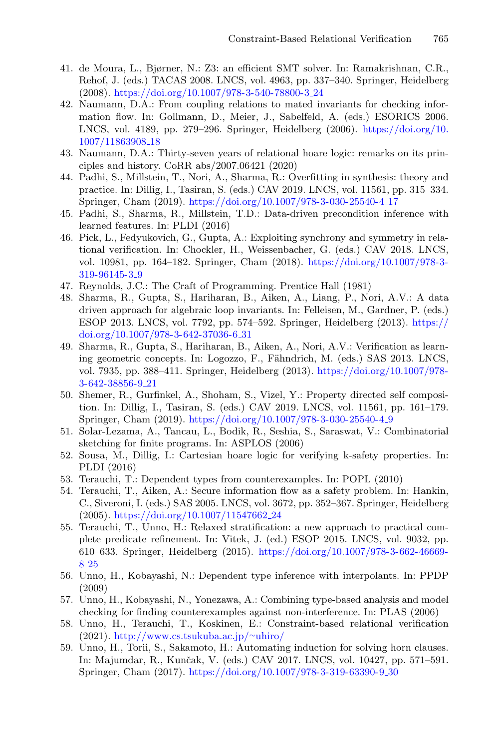41. de Moura, L., Bjørner, N.: Z3: an efficient SMT solver. In: Ramakrishnan, C.R., Rehof, J. (eds.) TACAS 2008. LNCS, vol. 4963, pp. 337–340. Springer, Heidelberg (2008). https://doi.org/10.1007/978-3-540-78800-3_24
42. Naumann, D.A.: From coupling relations to mated invariants for checking information flow. In: Gollmann, D., Meier, J., Sabelfeld, A. (eds.) ESORICS 2006. LNCS, vol. 4189, pp. 279–296. Springer, Heidelberg (2006). https://doi.org/10.1007/11863908_18
43. Naumann, D.A.: Thirty-seven years of relational hoare logic: remarks on its principles and history. CoRR abs/2007.06421 (2020)
44. Padhi, S., Millstein, T., Nori, A., Sharma, R.: Overfitting in synthesis: theory and practice. In: Dillig, I., Tasiran, S. (eds.) CAV 2019. LNCS, vol. 11561, pp. 315–334. Springer, Cham (2019). https://doi.org/10.1007/978-3-030-25540-4_17
45. Padhi, S., Sharma, R., Millstein, T.D.: Data-driven precondition inference with learned features. In: PLDI (2016)
46. Pick, L., Fedyukovich, G., Gupta, A.: Exploiting synchrony and symmetry in relational verification. In: Chockler, H., Weissenbacher, G. (eds.) CAV 2018. LNCS, vol. 10981, pp. 164–182. Springer, Cham (2018). https://doi.org/10.1007/978-3-319-96145-3_9
47. Reynolds, J.C.: The Craft of Programming. Prentice Hall (1981)
48. Sharma, R., Gupta, S., Hariharan, B., Aiken, A., Liang, P., Nori, A.V.: A data driven approach for algebraic loop invariants. In: Felleisen, M., Gardner, P. (eds.) ESOP 2013. LNCS, vol. 7792, pp. 574–592. Springer, Heidelberg (2013). https://doi.org/10.1007/978-3-642-37036-6_31
49. Sharma, R., Gupta, S., Hariharan, B., Aiken, A., Nori, A.V.: Verification as learning geometric concepts. In: Logozzo, F., Fähndrich, M. (eds.) SAS 2013. LNCS, vol. 7935, pp. 388–411. Springer, Heidelberg (2013). https://doi.org/10.1007/978-3-642-38856-9_21
50. Shemer, R., Gurfinkel, A., Shoham, S., Vizel, Y.: Property directed self composition. In: Dillig, I., Tasiran, S. (eds.) CAV 2019. LNCS, vol. 11561, pp. 161–179. Springer, Cham (2019). https://doi.org/10.1007/978-3-030-25540-4_9
51. Solar-Lezama, A., Tancau, L., Bodik, R., Seshia, S., Saraswat, V.: Combinatorial sketching for finite programs. In: ASPLOS (2006)
52. Sousa, M., Dillig, I.: Cartesian hoare logic for verifying k-safety properties. In: PLDI (2016)
53. Terauchi, T.: Dependent types from counterexamples. In: POPL (2010)
54. Terauchi, T., Aiken, A.: Secure information flow as a safety problem. In: Hankin, C., Siveroni, I. (eds.) SAS 2005. LNCS, vol. 3672, pp. 352–367. Springer, Heidelberg (2005). https://doi.org/10.1007/11547662_24
55. Terauchi, T., Unno, H.: Relaxed stratification: a new approach to practical complete predicate refinement. In: Vitek, J. (ed.) ESOP 2015. LNCS, vol. 9032, pp. 610–633. Springer, Heidelberg (2015). https://doi.org/10.1007/978-3-662-46669-8_25
56. Unno, H., Kobayashi, N.: Dependent type inference with interpolants. In: PPDP (2009)
57. Unno, H., Kobayashi, N., Yonezawa, A.: Combining type-based analysis and model checking for finding counterexamples against non-interference. In: PLAS (2006)
58. Unno, H., Terauchi, T., Koskinen, E.: Constraint-based relational verification (2021). http://www.cs.tsukuba.ac.jp/~uhiro/
59. Unno, H., Torii, S., Sakamoto, H.: Automating induction for solving horn clauses. In: Majumdar, R., Kunčak, V. (eds.) CAV 2017. LNCS, vol. 10427, pp. 571–591. Springer, Cham (2017). https://doi.org/10.1007/978-3-319-63390-9_30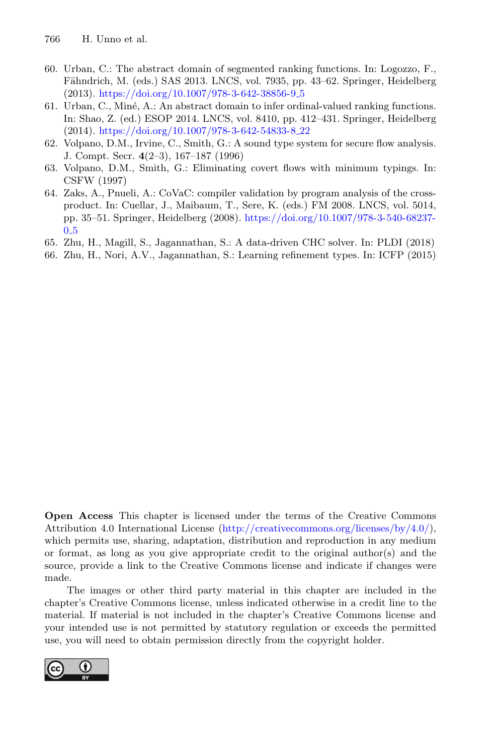60. Urban, C.: The abstract domain of segmented ranking functions. In: Logozzo, F., Fähndrich, M. (eds.) SAS 2013. LNCS, vol. 7935, pp. 43–62. Springer, Heidelberg (2013). https://doi.org/10.1007/978-3-642-38856-9_5
61. Urban, C., Miné, A.: An abstract domain to infer ordinal-valued ranking functions. In: Shao, Z. (ed.) ESOP 2014. LNCS, vol. 8410, pp. 412–431. Springer, Heidelberg (2014). https://doi.org/10.1007/978-3-642-54833-8_22
62. Volpano, D.M., Irvine, C., Smith, G.: A sound type system for secure flow analysis. J. Compt. Secr. **4**(2–3), 167–187 (1996)
63. Volpano, D.M., Smith, G.: Eliminating covert flows with minimum typings. In: CSFW (1997)
64. Zaks, A., Pnueli, A.: CoVaC: compiler validation by program analysis of the cross-product. In: Cuellar, J., Maibaum, T., Sere, K. (eds.) FM 2008. LNCS, vol. 5014, pp. 35–51. Springer, Heidelberg (2008). https://doi.org/10.1007/978-3-540-68237-0_5
65. Zhu, H., Magill, S., Jagannathan, S.: A data-driven CHC solver. In: PLDI (2018)
66. Zhu, H., Nori, A.V., Jagannathan, S.: Learning refinement types. In: ICFP (2015)

**Open Access** This chapter is licensed under the terms of the Creative Commons Attribution 4.0 International License (http://creativecommons.org/licenses/by/4.0/), which permits use, sharing, adaptation, distribution and reproduction in any medium or format, as long as you give appropriate credit to the original author(s) and the source, provide a link to the Creative Commons license and indicate if changes were made.

The images or other third party material in this chapter are included in the chapter's Creative Commons license, unless indicated otherwise in a credit line to the material. If material is not included in the chapter's Creative Commons license and your intended use is not permitted by statutory regulation or exceeds the permitted use, you will need to obtain permission directly from the copyright holder.